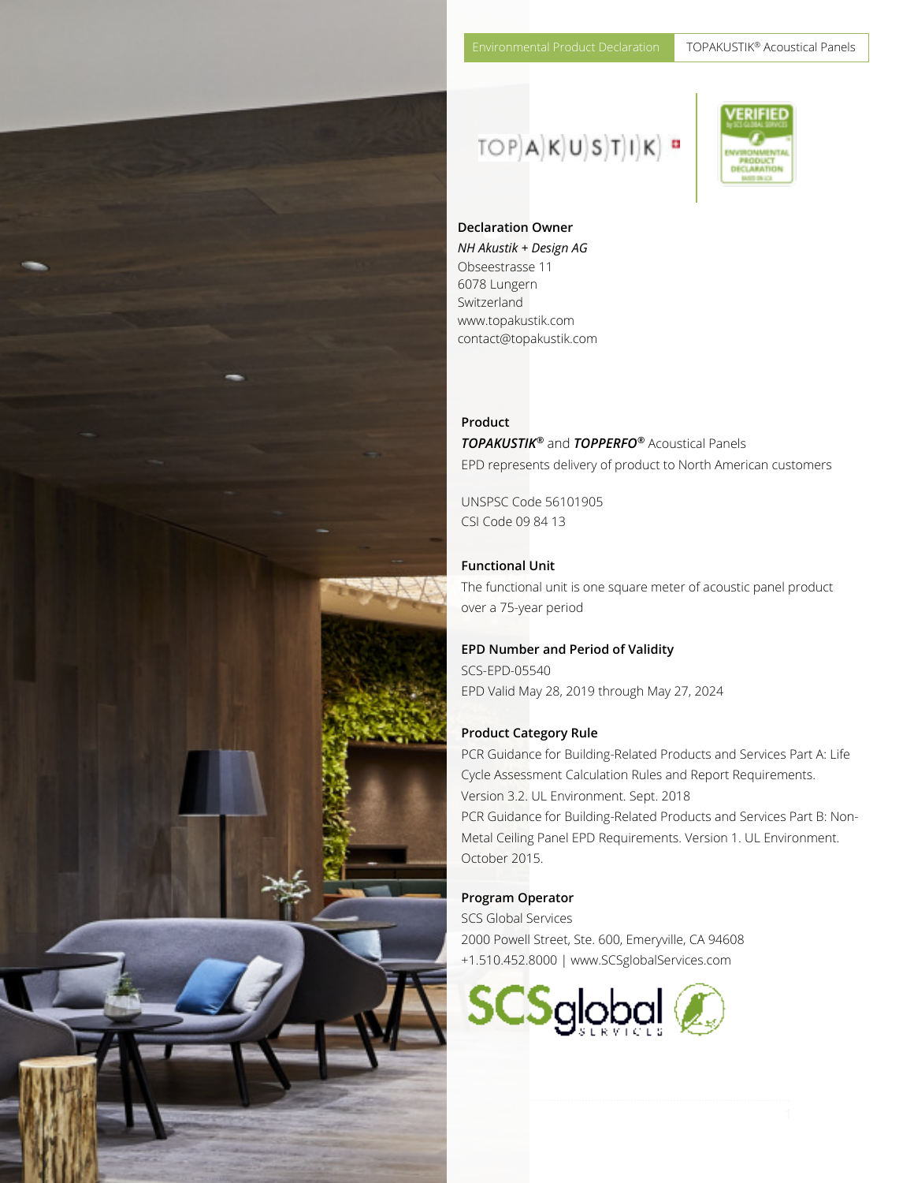Environmental Product Declaration | TOPAKUSTIK® Acoustical Panels

**Declaration Owner**
*NH Akustik + Design AG*
Obseestrasse 11
6078 Lungern
Switzerland
www.topakustik.com
contact@topakustik.com

**Product**
***TOPAKUSTIK®*** and ***TOPPERFO®*** Acoustical Panels
EPD represents delivery of product to North American customers

UNSPSC Code 56101905
CSI Code 09 84 13

**Functional Unit**
The functional unit is one square meter of acoustic panel product over a 75-year period

**EPD Number and Period of Validity**
SCS-EPD-05540
EPD Valid May 28, 2019 through May 27, 2024

**Product Category Rule**
PCR Guidance for Building-Related Products and Services Part A: Life Cycle Assessment Calculation Rules and Report Requirements. Version 3.2. UL Environment. Sept. 2018
PCR Guidance for Building-Related Products and Services Part B: Non-Metal Ceiling Panel EPD Requirements. Version 1. UL Environment. October 2015.

**Program Operator**
SCS Global Services
2000 Powell Street, Ste. 600, Emeryville, CA 94608
+1.510.452.8000 | www.SCSglobalServices.com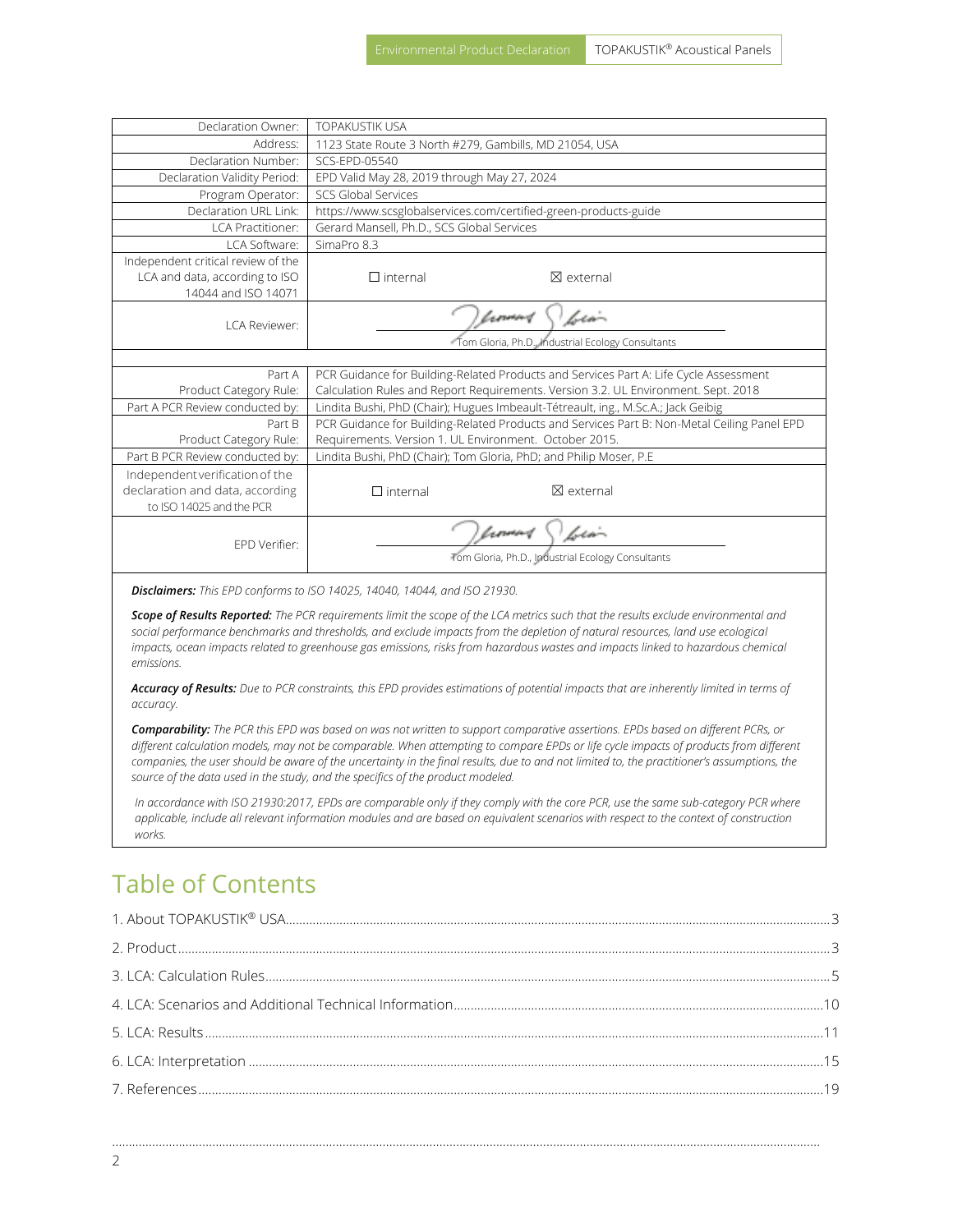| | | |
|---|---|---|
| Declaration Owner: | TOPAKUSTIK USA | |
| Address: | 1123 State Route 3 North #279, Gambills, MD 21054, USA | |
| Declaration Number: | SCS-EPD-05540 | |
| Declaration Validity Period: | EPD Valid May 28, 2019 through May 27, 2024 | |
| Program Operator: | SCS Global Services | |
| Declaration URL Link: | https://www.scsglobalservices.com/certified-green-products-guide | |
| LCA Practitioner: | Gerard Mansell, Ph.D., SCS Global Services | |
| LCA Software: | SimaPro 8.3 | |
| Independent critical review of the LCA and data, according to ISO 14044 and ISO 14071 | ☐ internal | ☒ external |
| LCA Reviewer: | Tom Gloria, Ph.D., Industrial Ecology Consultants | |
| | | |
| Part A Product Category Rule: | PCR Guidance for Building-Related Products and Services Part A: Life Cycle Assessment Calculation Rules and Report Requirements. Version 3.2. UL Environment. Sept. 2018 | |
| Part A PCR Review conducted by: | Lindita Bushi, PhD (Chair); Hugues Imbeault-Tétreault, ing., M.Sc.A.; Jack Geibig | |
| Part B Product Category Rule: | PCR Guidance for Building-Related Products and Services Part B: Non-Metal Ceiling Panel EPD Requirements. Version 1. UL Environment. October 2015. | |
| Part B PCR Review conducted by: | Lindita Bushi, PhD (Chair); Tom Gloria, PhD; and Philip Moser, P.E | |
| Independent verification of the declaration and data, according to ISO 14025 and the PCR | ☐ internal | ☒ external |
| EPD Verifier: | Tom Gloria, Ph.D., Industrial Ecology Consultants | |

***Disclaimers:*** *This EPD conforms to ISO 14025, 14040, 14044, and ISO 21930.*

***Scope of Results Reported:*** *The PCR requirements limit the scope of the LCA metrics such that the results exclude environmental and social performance benchmarks and thresholds, and exclude impacts from the depletion of natural resources, land use ecological impacts, ocean impacts related to greenhouse gas emissions, risks from hazardous wastes and impacts linked to hazardous chemical emissions.*

***Accuracy of Results:*** *Due to PCR constraints, this EPD provides estimations of potential impacts that are inherently limited in terms of accuracy.*

***Comparability:*** *The PCR this EPD was based on was not written to support comparative assertions. EPDs based on different PCRs, or different calculation models, may not be comparable. When attempting to compare EPDs or life cycle impacts of products from different companies, the user should be aware of the uncertainty in the final results, due to and not limited to, the practitioner's assumptions, the source of the data used in the study, and the specifics of the product modeled.*

*In accordance with ISO 21930:2017, EPDs are comparable only if they comply with the core PCR, use the same sub-category PCR where applicable, include all relevant information modules and are based on equivalent scenarios with respect to the context of construction works.*

# Table of Contents

1. About TOPAKUSTIK® USA .......... 3
2. Product .......... 3
3. LCA: Calculation Rules .......... 5
4. LCA: Scenarios and Additional Technical Information .......... 10
5. LCA: Results .......... 11
6. LCA: Interpretation .......... 15
7. References .......... 19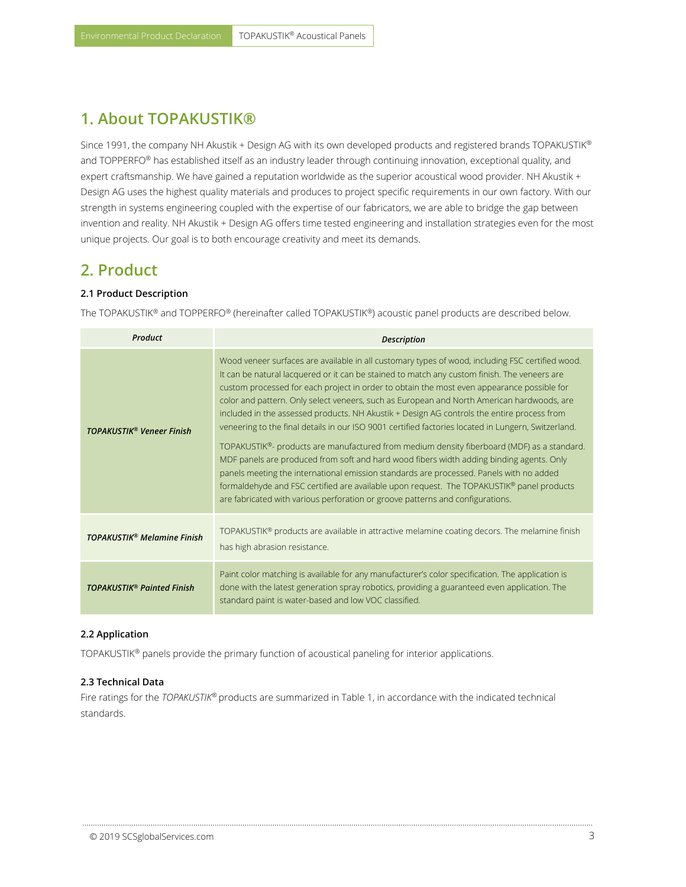## 1. About TOPAKUSTIK®

Since 1991, the company NH Akustik + Design AG with its own developed products and registered brands TOPAKUSTIK® and TOPPERFO® has established itself as an industry leader through continuing innovation, exceptional quality, and expert craftsmanship. We have gained a reputation worldwide as the superior acoustical wood provider. NH Akustik + Design AG uses the highest quality materials and produces to project specific requirements in our own factory. With our strength in systems engineering coupled with the expertise of our fabricators, we are able to bridge the gap between invention and reality. NH Akustik + Design AG offers time tested engineering and installation strategies even for the most unique projects. Our goal is to both encourage creativity and meet its demands.

## 2. Product

### 2.1 Product Description

The TOPAKUSTIK® and TOPPERFO® (hereinafter called TOPAKUSTIK®) acoustic panel products are described below.

| ***Product*** | ***Description*** |
|---|---|
| ***TOPAKUSTIK® Veneer Finish*** | Wood veneer surfaces are available in all customary types of wood, including FSC certified wood. It can be natural lacquered or it can be stained to match any custom finish. The veneers are custom processed for each project in order to obtain the most even appearance possible for color and pattern. Only select veneers, such as European and North American hardwoods, are included in the assessed products. NH Akustik + Design AG controls the entire process from veneering to the final details in our ISO 9001 certified factories located in Lungern, Switzerland.<br><br>TOPAKUSTIK®- products are manufactured from medium density fiberboard (MDF) as a standard. MDF panels are produced from soft and hard wood fibers width adding binding agents. Only panels meeting the international emission standards are processed. Panels with no added formaldehyde and FSC certified are available upon request. The TOPAKUSTIK® panel products are fabricated with various perforation or groove patterns and configurations. |
| ***TOPAKUSTIK® Melamine Finish*** | TOPAKUSTIK® products are available in attractive melamine coating decors. The melamine finish has high abrasion resistance. |
| ***TOPAKUSTIK® Painted Finish*** | Paint color matching is available for any manufacturer's color specification. The application is done with the latest generation spray robotics, providing a guaranteed even application. The standard paint is water-based and low VOC classified. |

### 2.2 Application

TOPAKUSTIK® panels provide the primary function of acoustical paneling for interior applications.

### 2.3 Technical Data

Fire ratings for the *TOPAKUSTIK®* products are summarized in Table 1, in accordance with the indicated technical standards.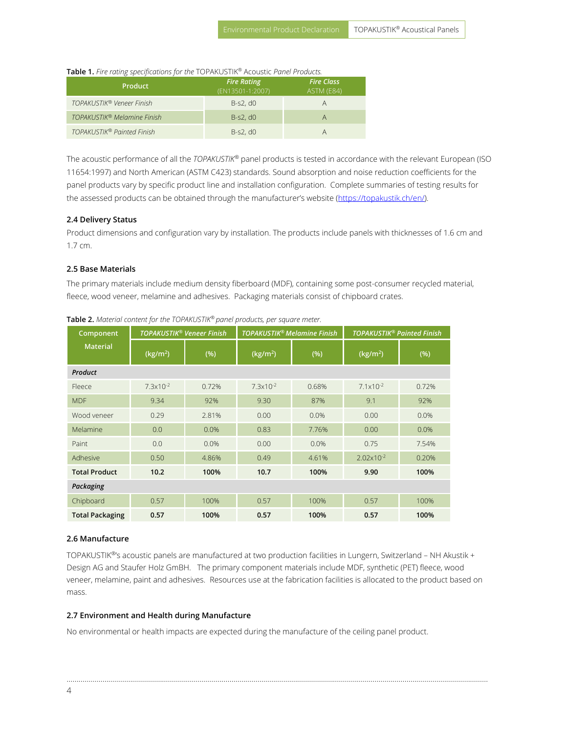**Table 1.** *Fire rating specifications for the* TOPAKUSTIK® Acoustic *Panel Products.*

| Product | *Fire Rating* (EN13501-1:2007) | *Fire Class* ASTM (E84) |
|---|---|---|
| *TOPAKUSTIK® Veneer Finish* | B-s2, d0 | A |
| *TOPAKUSTIK® Melamine Finish* | B-s2, d0 | A |
| *TOPAKUSTIK® Painted Finish* | B-s2, d0 | A |

The acoustic performance of all the *TOPAKUSTIK®* panel products is tested in accordance with the relevant European (ISO 11654:1997) and North American (ASTM C423) standards. Sound absorption and noise reduction coefficients for the panel products vary by specific product line and installation configuration. Complete summaries of testing results for the assessed products can be obtained through the manufacturer's website (https://topakustik.ch/en/).

### 2.4 Delivery Status

Product dimensions and configuration vary by installation. The products include panels with thicknesses of 1.6 cm and 1.7 cm.

### 2.5 Base Materials

The primary materials include medium density fiberboard (MDF), containing some post-consumer recycled material, fleece, wood veneer, melamine and adhesives. Packaging materials consist of chipboard crates.

**Table 2.** *Material content for the TOPAKUSTIK® panel products, per square meter.*

| Component Material | *TOPAKUSTIK® Veneer Finish* | | *TOPAKUSTIK® Melamine Finish* | | *TOPAKUSTIK® Painted Finish* | |
|---|---|---|---|---|---|---|
| | (kg/m²) | (%) | (kg/m²) | (%) | (kg/m²) | (%) |
| ***Product*** | | | | | | |
| Fleece | $7.3 \times 10^{-2}$ | 0.72% | $7.3 \times 10^{-2}$ | 0.68% | $7.1 \times 10^{-2}$ | 0.72% |
| MDF | 9.34 | 92% | 9.30 | 87% | 9.1 | 92% |
| Wood veneer | 0.29 | 2.81% | 0.00 | 0.0% | 0.00 | 0.0% |
| Melamine | 0.0 | 0.0% | 0.83 | 7.76% | 0.00 | 0.0% |
| Paint | 0.0 | 0.0% | 0.00 | 0.0% | 0.75 | 7.54% |
| Adhesive | 0.50 | 4.86% | 0.49 | 4.61% | $2.02 \times 10^{-2}$ | 0.20% |
| **Total Product** | **10.2** | **100%** | **10.7** | **100%** | **9.90** | **100%** |
| ***Packaging*** | | | | | | |
| Chipboard | 0.57 | 100% | 0.57 | 100% | 0.57 | 100% |
| **Total Packaging** | **0.57** | **100%** | **0.57** | **100%** | **0.57** | **100%** |

### 2.6 Manufacture

TOPAKUSTIK®'s acoustic panels are manufactured at two production facilities in Lungern, Switzerland – NH Akustik + Design AG and Staufer Holz GmBH. The primary component materials include MDF, synthetic (PET) fleece, wood veneer, melamine, paint and adhesives. Resources use at the fabrication facilities is allocated to the product based on mass.

### 2.7 Environment and Health during Manufacture

No environmental or health impacts are expected during the manufacture of the ceiling panel product.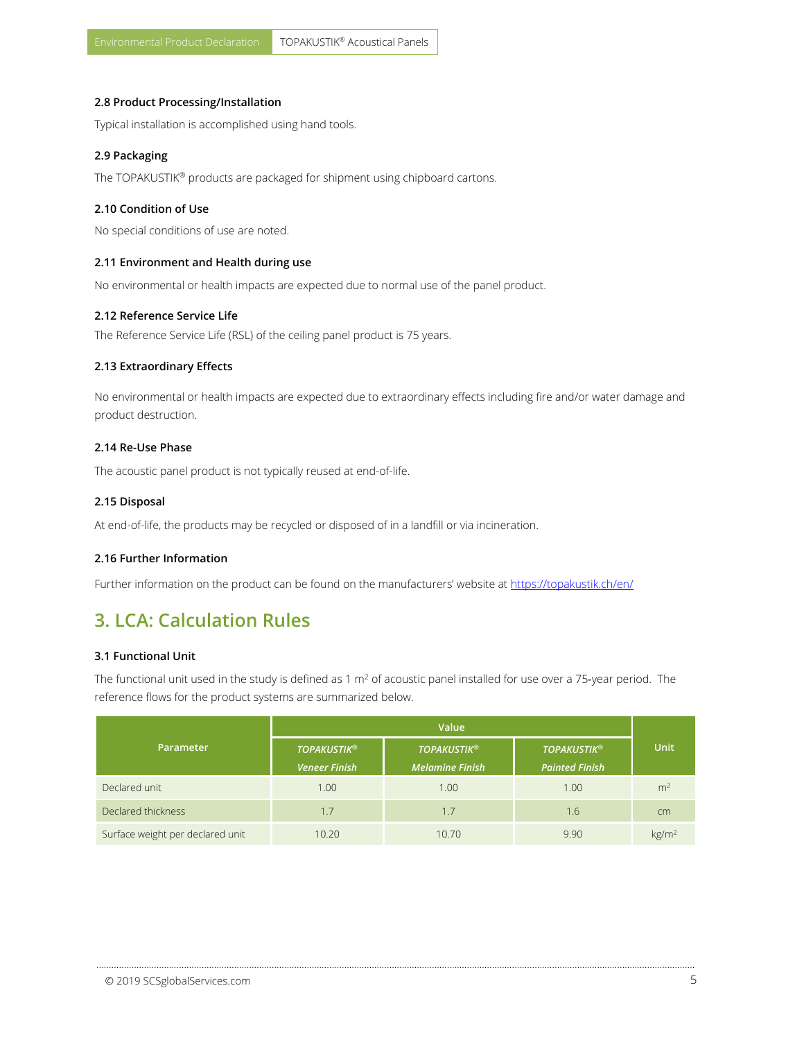### 2.8 Product Processing/Installation

Typical installation is accomplished using hand tools.

### 2.9 Packaging

The TOPAKUSTIK® products are packaged for shipment using chipboard cartons.

### 2.10 Condition of Use

No special conditions of use are noted.

### 2.11 Environment and Health during use

No environmental or health impacts are expected due to normal use of the panel product.

### 2.12 Reference Service Life

The Reference Service Life (RSL) of the ceiling panel product is 75 years.

### 2.13 Extraordinary Effects

No environmental or health impacts are expected due to extraordinary effects including fire and/or water damage and product destruction.

### 2.14 Re-Use Phase

The acoustic panel product is not typically reused at end-of-life.

### 2.15 Disposal

At end-of-life, the products may be recycled or disposed of in a landfill or via incineration.

### 2.16 Further Information

Further information on the product can be found on the manufacturers' website at https://topakustik.ch/en/

## 3. LCA: Calculation Rules

### 3.1 Functional Unit

The functional unit used in the study is defined as 1 m$^2$ of acoustic panel installed for use over a 75-year period. The reference flows for the product systems are summarized below.

| Parameter | Value | | | Unit |
|---|---|---|---|---|
| | *TOPAKUSTIK® Veneer Finish* | *TOPAKUSTIK® Melamine Finish* | *TOPAKUSTIK® Painted Finish* | |
| Declared unit | 1.00 | 1.00 | 1.00 | m$^2$ |
| Declared thickness | 1.7 | 1.7 | 1.6 | cm |
| Surface weight per declared unit | 10.20 | 10.70 | 9.90 | kg/m$^2$ |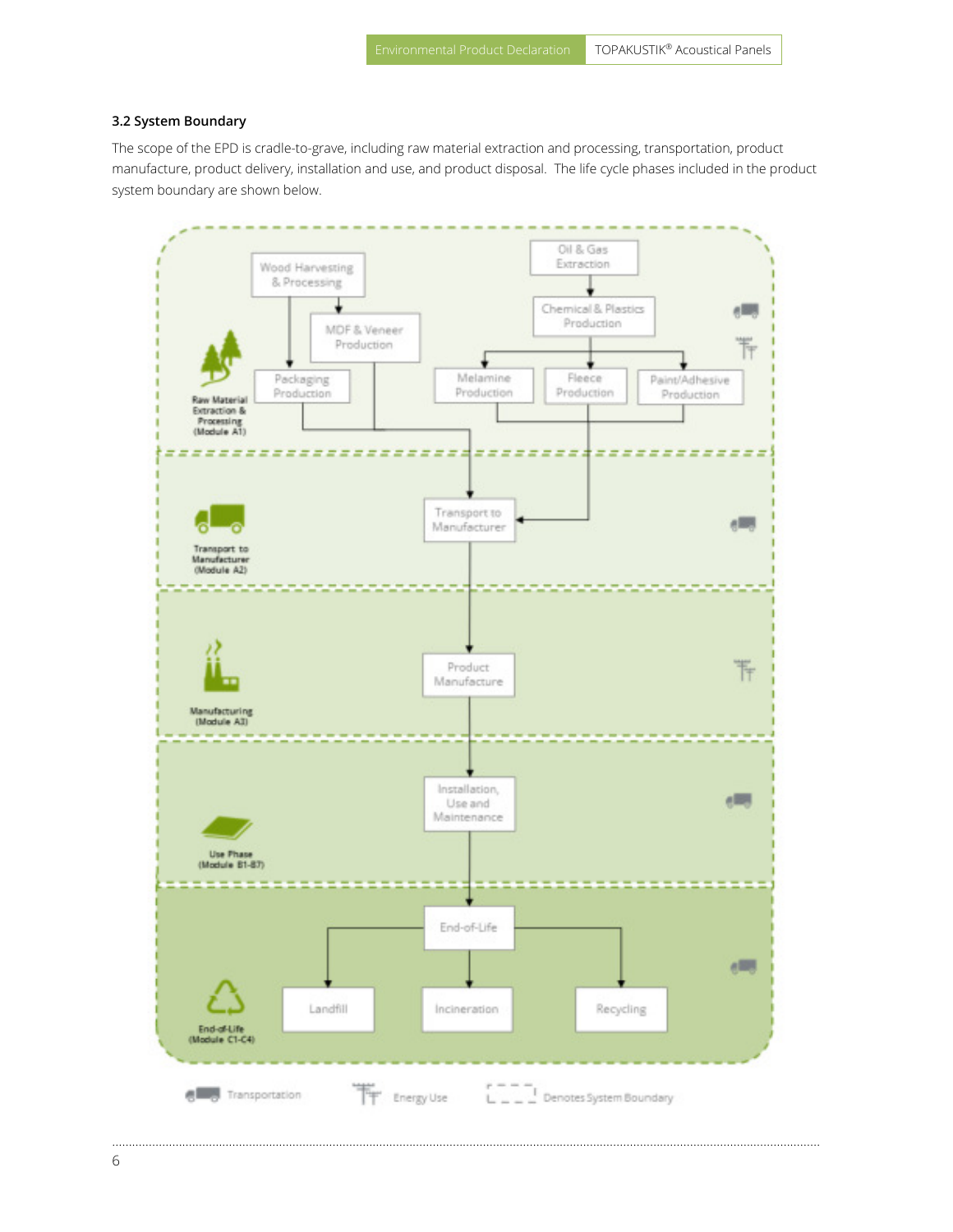### 3.2 System Boundary

The scope of the EPD is cradle-to-grave, including raw material extraction and processing, transportation, product manufacture, product delivery, installation and use, and product disposal. The life cycle phases included in the product system boundary are shown below.

Raw Material Extraction & Processing (Module A1)

- Wood Harvesting & Processing
- MDF & Veneer Production
- Packaging Production
- Oil & Gas Extraction
- Chemical & Plastics Production
- Melamine Production
- Fleece Production
- Paint/Adhesive Production

Transport to Manufacturer (Module A2)

- Transport to Manufacturer

Manufacturing (Module A3)

- Product Manufacture

Use Phase (Module B1-B7)

- Installation, Use and Maintenance

End-of-Life (Module C1-C4)

- End-of-Life
- Landfill
- Incineration
- Recycling

Transportation | Energy Use | Denotes System Boundary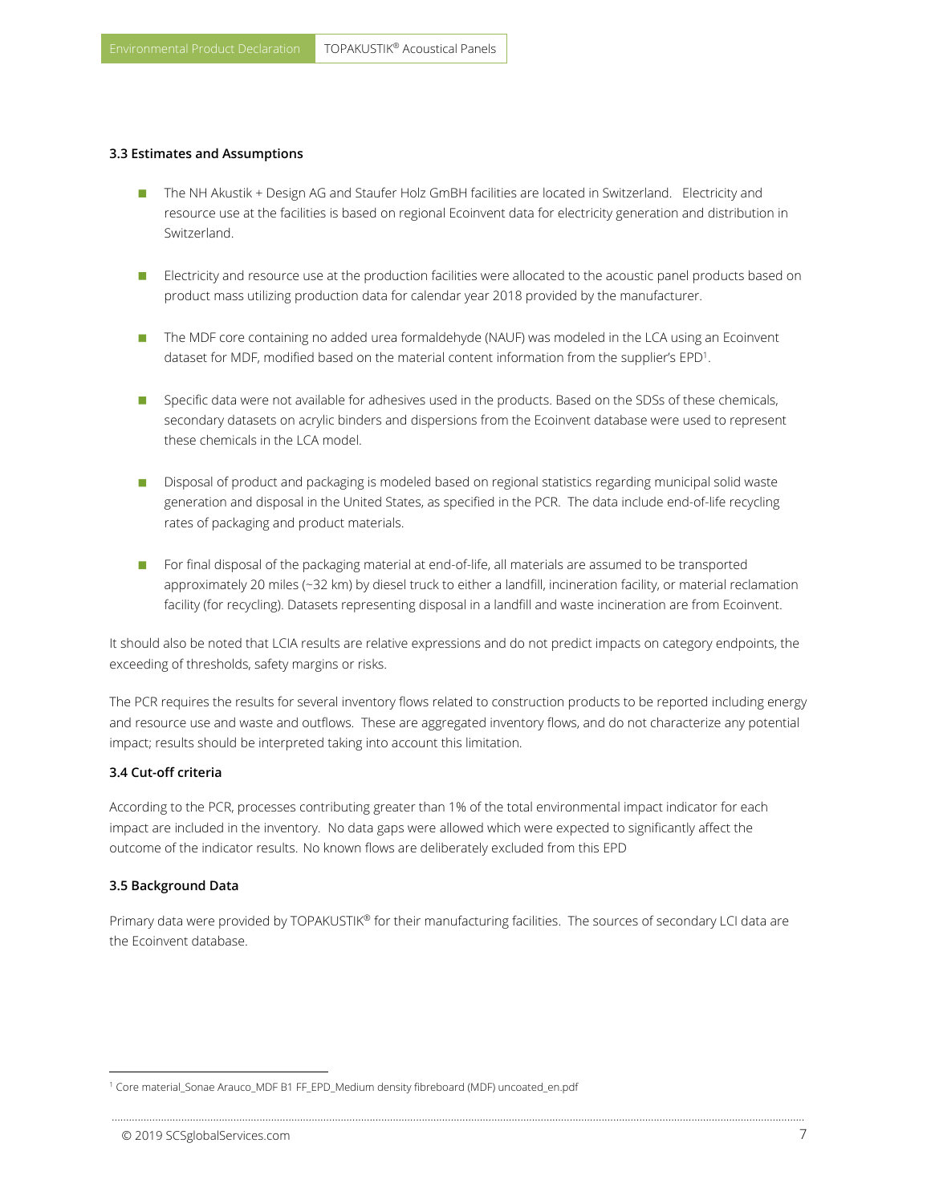### 3.3 Estimates and Assumptions

- The NH Akustik + Design AG and Staufer Holz GmBH facilities are located in Switzerland. Electricity and resource use at the facilities is based on regional Ecoinvent data for electricity generation and distribution in Switzerland.
- Electricity and resource use at the production facilities were allocated to the acoustic panel products based on product mass utilizing production data for calendar year 2018 provided by the manufacturer.
- The MDF core containing no added urea formaldehyde (NAUF) was modeled in the LCA using an Ecoinvent dataset for MDF, modified based on the material content information from the supplier's EPD[1].
- Specific data were not available for adhesives used in the products. Based on the SDSs of these chemicals, secondary datasets on acrylic binders and dispersions from the Ecoinvent database were used to represent these chemicals in the LCA model.
- Disposal of product and packaging is modeled based on regional statistics regarding municipal solid waste generation and disposal in the United States, as specified in the PCR. The data include end-of-life recycling rates of packaging and product materials.
- For final disposal of the packaging material at end-of-life, all materials are assumed to be transported approximately 20 miles (~32 km) by diesel truck to either a landfill, incineration facility, or material reclamation facility (for recycling). Datasets representing disposal in a landfill and waste incineration are from Ecoinvent.

It should also be noted that LCIA results are relative expressions and do not predict impacts on category endpoints, the exceeding of thresholds, safety margins or risks.

The PCR requires the results for several inventory flows related to construction products to be reported including energy and resource use and waste and outflows. These are aggregated inventory flows, and do not characterize any potential impact; results should be interpreted taking into account this limitation.

### 3.4 Cut-off criteria

According to the PCR, processes contributing greater than 1% of the total environmental impact indicator for each impact are included in the inventory. No data gaps were allowed which were expected to significantly affect the outcome of the indicator results. No known flows are deliberately excluded from this EPD

### 3.5 Background Data

Primary data were provided by TOPAKUSTIK® for their manufacturing facilities. The sources of secondary LCI data are the Ecoinvent database.

[1] Core material_Sonae Arauco_MDF B1 FF_EPD_Medium density fibreboard (MDF) uncoated_en.pdf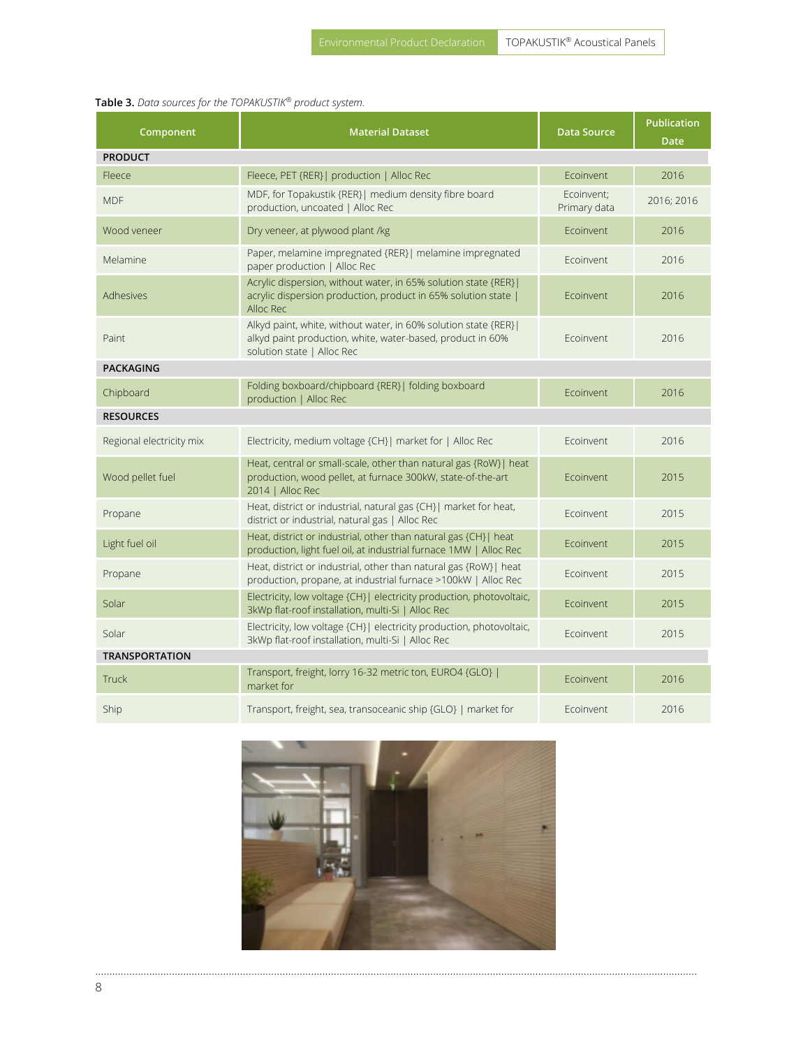**Table 3.** *Data sources for the TOPAKUSTIK® product system.*

| Component | Material Dataset | Data Source | Publication Date |
|---|---|---|---|
| **PRODUCT** | | | |
| Fleece | Fleece, PET {RER}\| production \| Alloc Rec | Ecoinvent | 2016 |
| MDF | MDF, for Topakustik {RER}\| medium density fibre board production, uncoated \| Alloc Rec | Ecoinvent; Primary data | 2016; 2016 |
| Wood veneer | Dry veneer, at plywood plant /kg | Ecoinvent | 2016 |
| Melamine | Paper, melamine impregnated {RER}\| melamine impregnated paper production \| Alloc Rec | Ecoinvent | 2016 |
| Adhesives | Acrylic dispersion, without water, in 65% solution state {RER}\| acrylic dispersion production, product in 65% solution state \| Alloc Rec | Ecoinvent | 2016 |
| Paint | Alkyd paint, white, without water, in 60% solution state {RER}\| alkyd paint production, white, water-based, product in 60% solution state \| Alloc Rec | Ecoinvent | 2016 |
| **PACKAGING** | | | |
| Chipboard | Folding boxboard/chipboard {RER}\| folding boxboard production \| Alloc Rec | Ecoinvent | 2016 |
| **RESOURCES** | | | |
| Regional electricity mix | Electricity, medium voltage {CH}\| market for \| Alloc Rec | Ecoinvent | 2016 |
| Wood pellet fuel | Heat, central or small-scale, other than natural gas {RoW}\| heat production, wood pellet, at furnace 300kW, state-of-the-art 2014 \| Alloc Rec | Ecoinvent | 2015 |
| Propane | Heat, district or industrial, natural gas {CH}\| market for heat, district or industrial, natural gas \| Alloc Rec | Ecoinvent | 2015 |
| Light fuel oil | Heat, district or industrial, other than natural gas {CH}\| heat production, light fuel oil, at industrial furnace 1MW \| Alloc Rec | Ecoinvent | 2015 |
| Propane | Heat, district or industrial, other than natural gas {RoW}\| heat production, propane, at industrial furnace >100kW \| Alloc Rec | Ecoinvent | 2015 |
| Solar | Electricity, low voltage {CH}\| electricity production, photovoltaic, 3kWp flat-roof installation, multi-Si \| Alloc Rec | Ecoinvent | 2015 |
| Solar | Electricity, low voltage {CH}\| electricity production, photovoltaic, 3kWp flat-roof installation, multi-Si \| Alloc Rec | Ecoinvent | 2015 |
| **TRANSPORTATION** | | | |
| Truck | Transport, freight, lorry 16-32 metric ton, EURO4 {GLO} \| market for | Ecoinvent | 2016 |
| Ship | Transport, freight, sea, transoceanic ship {GLO} \| market for | Ecoinvent | 2016 |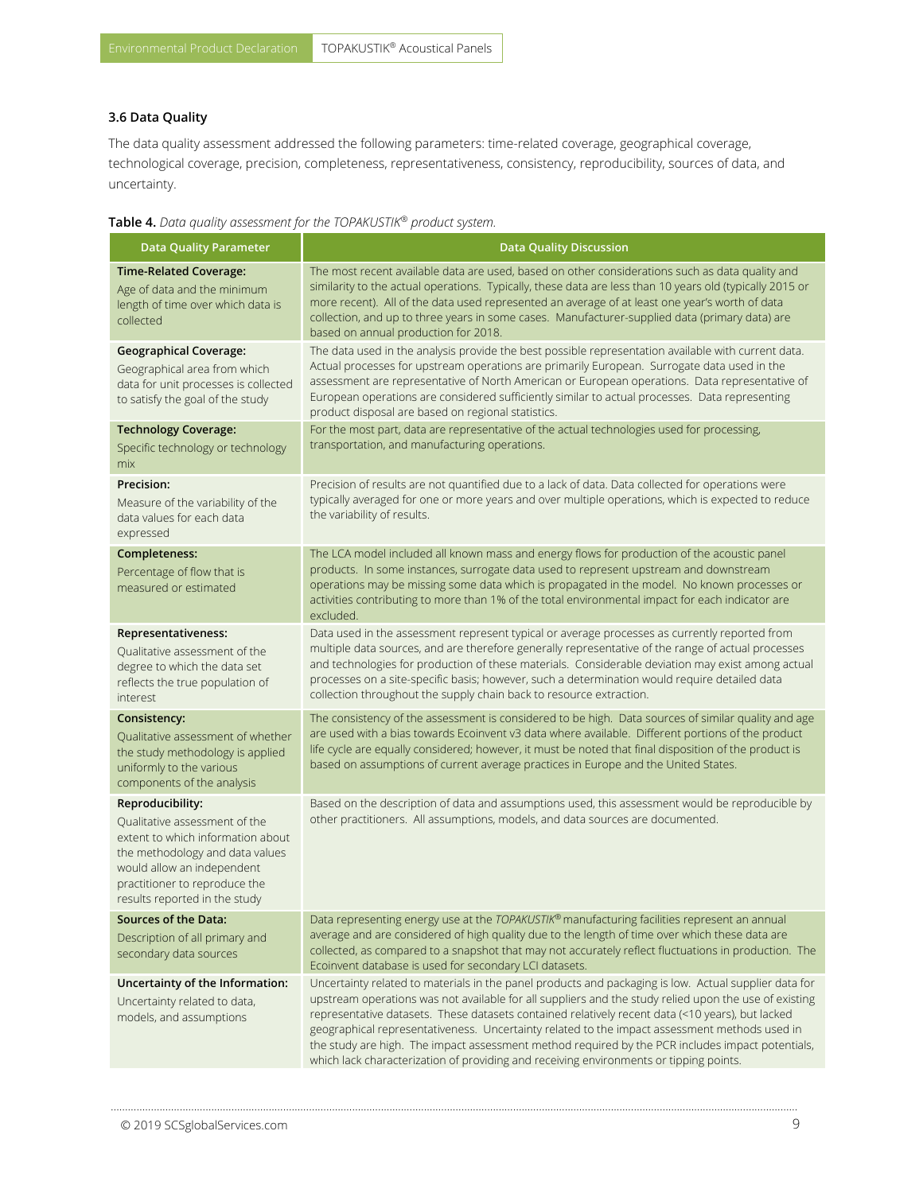### 3.6 Data Quality

The data quality assessment addressed the following parameters: time-related coverage, geographical coverage, technological coverage, precision, completeness, representativeness, consistency, reproducibility, sources of data, and uncertainty.

**Table 4.** *Data quality assessment for the TOPAKUSTIK® product system.*

| Data Quality Parameter | Data Quality Discussion |
|---|---|
| **Time-Related Coverage:** Age of data and the minimum length of time over which data is collected | The most recent available data are used, based on other considerations such as data quality and similarity to the actual operations. Typically, these data are less than 10 years old (typically 2015 or more recent). All of the data used represented an average of at least one year's worth of data collection, and up to three years in some cases. Manufacturer-supplied data (primary data) are based on annual production for 2018. |
| **Geographical Coverage:** Geographical area from which data for unit processes is collected to satisfy the goal of the study | The data used in the analysis provide the best possible representation available with current data. Actual processes for upstream operations are primarily European. Surrogate data used in the assessment are representative of North American or European operations. Data representative of European operations are considered sufficiently similar to actual processes. Data representing product disposal are based on regional statistics. |
| **Technology Coverage:** Specific technology or technology mix | For the most part, data are representative of the actual technologies used for processing, transportation, and manufacturing operations. |
| **Precision:** Measure of the variability of the data values for each data expressed | Precision of results are not quantified due to a lack of data. Data collected for operations were typically averaged for one or more years and over multiple operations, which is expected to reduce the variability of results. |
| **Completeness:** Percentage of flow that is measured or estimated | The LCA model included all known mass and energy flows for production of the acoustic panel products. In some instances, surrogate data used to represent upstream and downstream operations may be missing some data which is propagated in the model. No known processes or activities contributing to more than 1% of the total environmental impact for each indicator are excluded. |
| **Representativeness:** Qualitative assessment of the degree to which the data set reflects the true population of interest | Data used in the assessment represent typical or average processes as currently reported from multiple data sources, and are therefore generally representative of the range of actual processes and technologies for production of these materials. Considerable deviation may exist among actual processes on a site-specific basis; however, such a determination would require detailed data collection throughout the supply chain back to resource extraction. |
| **Consistency:** Qualitative assessment of whether the study methodology is applied uniformly to the various components of the analysis | The consistency of the assessment is considered to be high. Data sources of similar quality and age are used with a bias towards Ecoinvent v3 data where available. Different portions of the product life cycle are equally considered; however, it must be noted that final disposition of the product is based on assumptions of current average practices in Europe and the United States. |
| **Reproducibility:** Qualitative assessment of the extent to which information about the methodology and data values would allow an independent practitioner to reproduce the results reported in the study | Based on the description of data and assumptions used, this assessment would be reproducible by other practitioners. All assumptions, models, and data sources are documented. |
| **Sources of the Data:** Description of all primary and secondary data sources | Data representing energy use at the *TOPAKUSTIK®* manufacturing facilities represent an annual average and are considered of high quality due to the length of time over which these data are collected, as compared to a snapshot that may not accurately reflect fluctuations in production. The Ecoinvent database is used for secondary LCI datasets. |
| **Uncertainty of the Information:** Uncertainty related to data, models, and assumptions | Uncertainty related to materials in the panel products and packaging is low. Actual supplier data for upstream operations was not available for all suppliers and the study relied upon the use of existing representative datasets. These datasets contained relatively recent data (<10 years), but lacked geographical representativeness. Uncertainty related to the impact assessment methods used in the study are high. The impact assessment method required by the PCR includes impact potentials, which lack characterization of providing and receiving environments or tipping points. |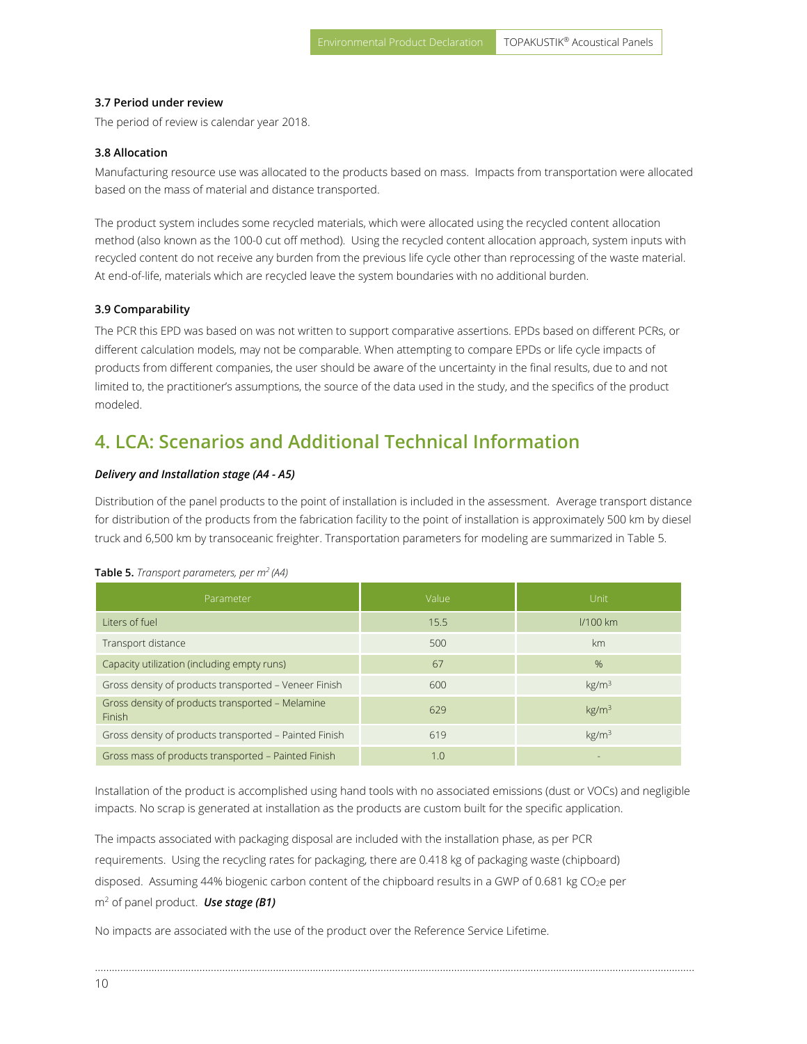### 3.7 Period under review

The period of review is calendar year 2018.

### 3.8 Allocation

Manufacturing resource use was allocated to the products based on mass. Impacts from transportation were allocated based on the mass of material and distance transported.

The product system includes some recycled materials, which were allocated using the recycled content allocation method (also known as the 100-0 cut off method). Using the recycled content allocation approach, system inputs with recycled content do not receive any burden from the previous life cycle other than reprocessing of the waste material. At end-of-life, materials which are recycled leave the system boundaries with no additional burden.

### 3.9 Comparability

The PCR this EPD was based on was not written to support comparative assertions. EPDs based on different PCRs, or different calculation models, may not be comparable. When attempting to compare EPDs or life cycle impacts of products from different companies, the user should be aware of the uncertainty in the final results, due to and not limited to, the practitioner's assumptions, the source of the data used in the study, and the specifics of the product modeled.

## 4. LCA: Scenarios and Additional Technical Information

***Delivery and Installation stage (A4 - A5)***

Distribution of the panel products to the point of installation is included in the assessment. Average transport distance for distribution of the products from the fabrication facility to the point of installation is approximately 500 km by diesel truck and 6,500 km by transoceanic freighter. Transportation parameters for modeling are summarized in Table 5.

**Table 5.** *Transport parameters, per m² (A4)*

| Parameter | Value | Unit |
|---|---|---|
| Liters of fuel | 15.5 | l/100 km |
| Transport distance | 500 | km |
| Capacity utilization (including empty runs) | 67 | % |
| Gross density of products transported – Veneer Finish | 600 | kg/m³ |
| Gross density of products transported – Melamine Finish | 629 | kg/m³ |
| Gross density of products transported – Painted Finish | 619 | kg/m³ |
| Gross mass of products transported – Painted Finish | 1.0 | - |

Installation of the product is accomplished using hand tools with no associated emissions (dust or VOCs) and negligible impacts. No scrap is generated at installation as the products are custom built for the specific application.

The impacts associated with packaging disposal are included with the installation phase, as per PCR requirements. Using the recycling rates for packaging, there are 0.418 kg of packaging waste (chipboard) disposed. Assuming 44% biogenic carbon content of the chipboard results in a GWP of 0.681 kg $CO_2$e per m² of panel product.

***Use stage (B1)***

No impacts are associated with the use of the product over the Reference Service Lifetime.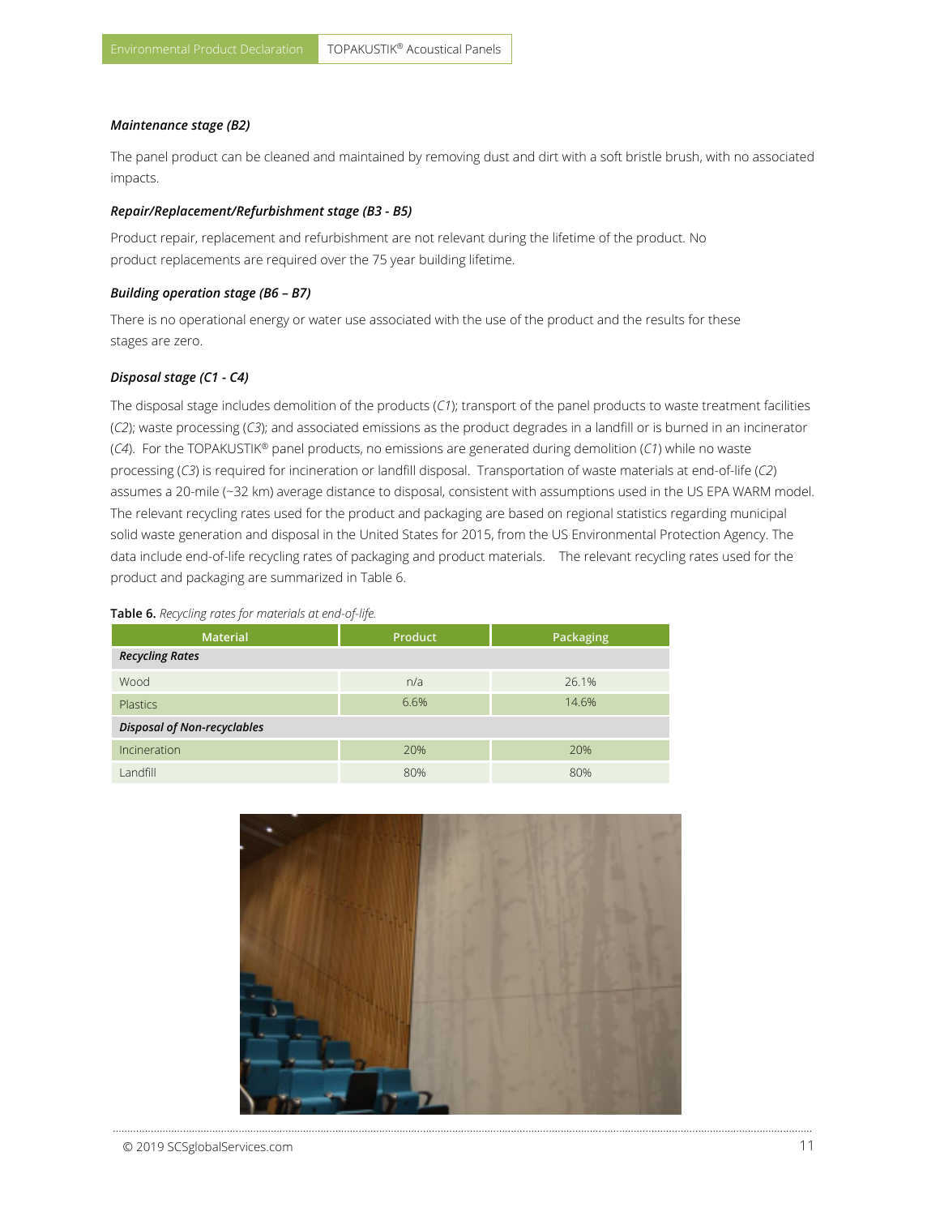#### *Maintenance stage (B2)*

The panel product can be cleaned and maintained by removing dust and dirt with a soft bristle brush, with no associated impacts.

#### *Repair/Replacement/Refurbishment stage (B3 - B5)*

Product repair, replacement and refurbishment are not relevant during the lifetime of the product. No product replacements are required over the 75 year building lifetime.

#### *Building operation stage (B6 – B7)*

There is no operational energy or water use associated with the use of the product and the results for these stages are zero.

#### *Disposal stage (C1 - C4)*

The disposal stage includes demolition of the products (*C1*); transport of the panel products to waste treatment facilities (*C2*); waste processing (*C3*); and associated emissions as the product degrades in a landfill or is burned in an incinerator (*C4*). For the TOPAKUSTIK® panel products, no emissions are generated during demolition (*C1*) while no waste processing (*C3*) is required for incineration or landfill disposal. Transportation of waste materials at end-of-life (*C2*) assumes a 20-mile (~32 km) average distance to disposal, consistent with assumptions used in the US EPA WARM model. The relevant recycling rates used for the product and packaging are based on regional statistics regarding municipal solid waste generation and disposal in the United States for 2015, from the US Environmental Protection Agency. The data include end-of-life recycling rates of packaging and product materials. The relevant recycling rates used for the product and packaging are summarized in Table 6.

**Table 6.** *Recycling rates for materials at end-of-life.*

| Material | Product | Packaging |
|---|---|---|
| ***Recycling Rates*** | | |
| Wood | n/a | 26.1% |
| Plastics | 6.6% | 14.6% |
| ***Disposal of Non-recyclables*** | | |
| Incineration | 20% | 20% |
| Landfill | 80% | 80% |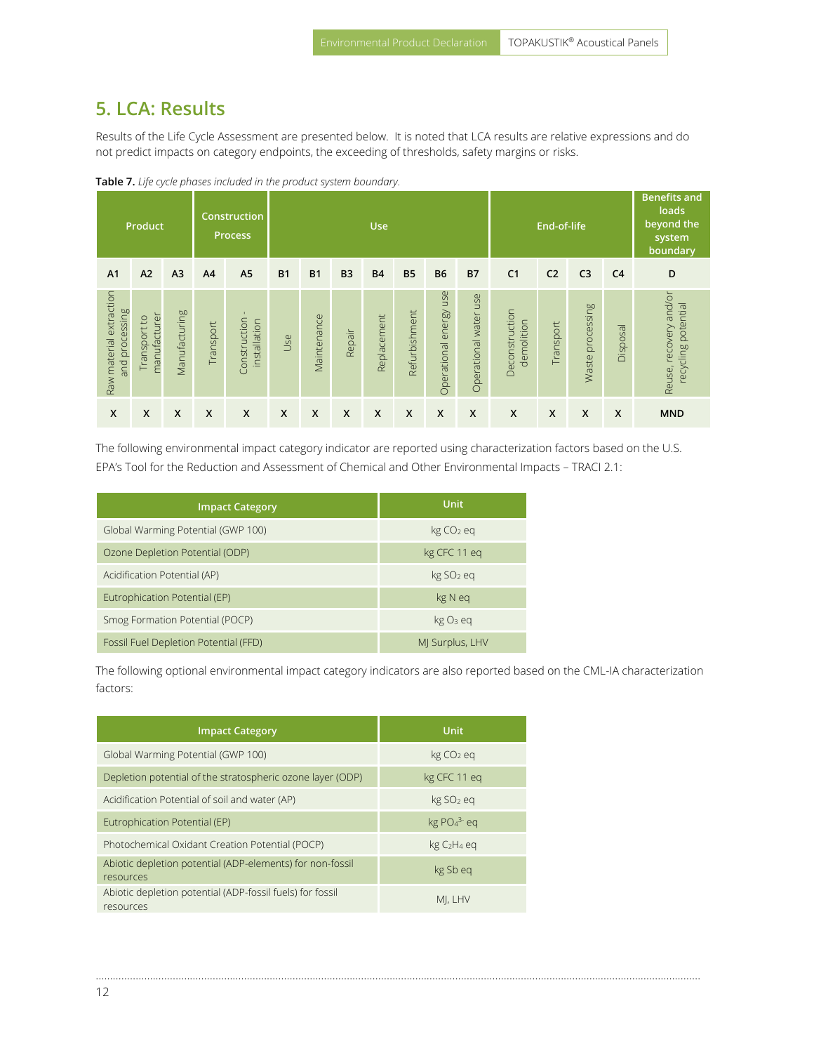## 5. LCA: Results

Results of the Life Cycle Assessment are presented below. It is noted that LCA results are relative expressions and do not predict impacts on category endpoints, the exceeding of thresholds, safety margins or risks.

**Table 7.** *Life cycle phases included in the product system boundary.*

| Product | | | Construction Process | | Use | | | | | | | End-of-life | | | | Benefits and loads beyond the system boundary |
|---|---|---|---|---|---|---|---|---|---|---|---|---|---|---|---|---|
| A1 | A2 | A3 | A4 | A5 | B1 | B1 | B3 | B4 | B5 | B6 | B7 | C1 | C2 | C3 | C4 | D |
| Raw material extraction and processing | Transport to manufacturer | Manufacturing | Transport | Construction - installation | Use | Maintenance | Repair | Replacement | Refurbishment | Operational energy use | Operational water use | Deconstruction demolition | Transport | Waste processing | Disposal | Reuse, recovery and/or recycling potential |
| X | X | X | X | X | X | X | X | X | X | X | X | X | X | X | X | MND |

The following environmental impact category indicator are reported using characterization factors based on the U.S. EPA's Tool for the Reduction and Assessment of Chemical and Other Environmental Impacts – TRACI 2.1:

| Impact Category | Unit |
|---|---|
| Global Warming Potential (GWP 100) | kg $CO_2$ eq |
| Ozone Depletion Potential (ODP) | kg CFC 11 eq |
| Acidification Potential (AP) | kg $SO_2$ eq |
| Eutrophication Potential (EP) | kg N eq |
| Smog Formation Potential (POCP) | kg $O_3$ eq |
| Fossil Fuel Depletion Potential (FFD) | MJ Surplus, LHV |

The following optional environmental impact category indicators are also reported based on the CML-IA characterization factors:

| Impact Category | Unit |
|---|---|
| Global Warming Potential (GWP 100) | kg $CO_2$ eq |
| Depletion potential of the stratospheric ozone layer (ODP) | kg CFC 11 eq |
| Acidification Potential of soil and water (AP) | kg $SO_2$ eq |
| Eutrophication Potential (EP) | kg $PO_4^{3-}$ eq |
| Photochemical Oxidant Creation Potential (POCP) | kg $C_2H_4$ eq |
| Abiotic depletion potential (ADP-elements) for non-fossil resources | kg Sb eq |
| Abiotic depletion potential (ADP-fossil fuels) for fossil resources | MJ, LHV |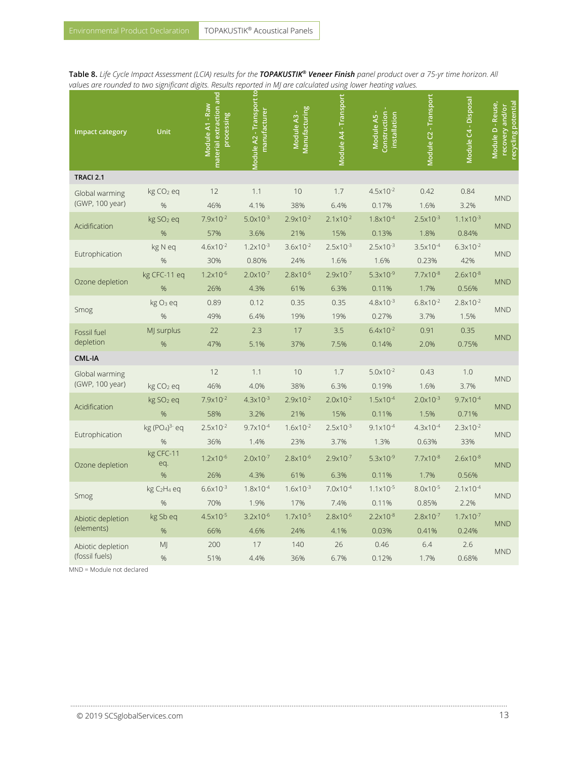**Table 8.** *Life Cycle Impact Assessment (LCIA) results for the* ***TOPAKUSTIK® Veneer Finish*** *panel product over a 75-yr time horizon. All values are rounded to two significant digits. Results reported in MJ are calculated using lower heating values.*

| Impact category | Unit | Module A1 - Raw material extraction and processing | Module A2 - Transport to manufacturer | Module A3 - Manufacturing | Module A4 - Transport | Module A5 - Construction - installation | Module C2 - Transport | Module C4 - Disposal | Module D - Reuse, recovery and/or recycling potential |
|---|---|---|---|---|---|---|---|---|---|
| **TRACI 2.1** | | | | | | | | | |
| Global warming (GWP, 100 year) | kg $CO_2$ eq | 12 | 1.1 | 10 | 1.7 | $4.5\times10^{-2}$ | 0.42 | 0.84 | MND |
| | % | 46% | 4.1% | 38% | 6.4% | 0.17% | 1.6% | 3.2% | |
| Acidification | kg $SO_2$ eq | $7.9\times10^{-2}$ | $5.0\times10^{-3}$ | $2.9\times10^{-2}$ | $2.1\times10^{-2}$ | $1.8\times10^{-4}$ | $2.5\times10^{-3}$ | $1.1\times10^{-3}$ | MND |
| | % | 57% | 3.6% | 21% | 15% | 0.13% | 1.8% | 0.84% | |
| Eutrophication | kg N eq | $4.6\times10^{-2}$ | $1.2\times10^{-3}$ | $3.6\times10^{-2}$ | $2.5\times10^{-3}$ | $2.5\times10^{-3}$ | $3.5\times10^{-4}$ | $6.3\times10^{-2}$ | MND |
| | % | 30% | 0.80% | 24% | 1.6% | 1.6% | 0.23% | 42% | |
| Ozone depletion | kg CFC-11 eq | $1.2\times10^{-6}$ | $2.0\times10^{-7}$ | $2.8\times10^{-6}$ | $2.9\times10^{-7}$ | $5.3\times10^{-9}$ | $7.7\times10^{-8}$ | $2.6\times10^{-8}$ | MND |
| | % | 26% | 4.3% | 61% | 6.3% | 0.11% | 1.7% | 0.56% | |
| Smog | kg $O_3$ eq | 0.89 | 0.12 | 0.35 | 0.35 | $4.8\times10^{-3}$ | $6.8\times10^{-2}$ | $2.8\times10^{-2}$ | MND |
| | % | 49% | 6.4% | 19% | 19% | 0.27% | 3.7% | 1.5% | |
| Fossil fuel depletion | MJ surplus | 22 | 2.3 | 17 | 3.5 | $6.4\times10^{-2}$ | 0.91 | 0.35 | MND |
| | % | 47% | 5.1% | 37% | 7.5% | 0.14% | 2.0% | 0.75% | |
| **CML-IA** | | | | | | | | | |
| Global warming (GWP, 100 year) | kg $CO_2$ eq | 12 | 1.1 | 10 | 1.7 | $5.0\times10^{-2}$ | 0.43 | 1.0 | MND |
| | % | 46% | 4.0% | 38% | 6.3% | 0.19% | 1.6% | 3.7% | |
| Acidification | kg $SO_2$ eq | $7.9\times10^{-2}$ | $4.3\times10^{-3}$ | $2.9\times10^{-2}$ | $2.0\times10^{-2}$ | $1.5\times10^{-4}$ | $2.0\times10^{-3}$ | $9.7\times10^{-4}$ | MND |
| | % | 58% | 3.2% | 21% | 15% | 0.11% | 1.5% | 0.71% | |
| Eutrophication | kg $(PO_4)^{3-}$ eq | $2.5\times10^{-2}$ | $9.7\times10^{-4}$ | $1.6\times10^{-2}$ | $2.5\times10^{-3}$ | $9.1\times10^{-4}$ | $4.3\times10^{-4}$ | $2.3\times10^{-2}$ | MND |
| | % | 36% | 1.4% | 23% | 3.7% | 1.3% | 0.63% | 33% | |
| Ozone depletion | kg CFC-11 eq. | $1.2\times10^{-6}$ | $2.0\times10^{-7}$ | $2.8\times10^{-6}$ | $2.9\times10^{-7}$ | $5.3\times10^{-9}$ | $7.7\times10^{-8}$ | $2.6\times10^{-8}$ | MND |
| | % | 26% | 4.3% | 61% | 6.3% | 0.11% | 1.7% | 0.56% | |
| Smog | kg $C_2H_4$ eq | $6.6\times10^{-3}$ | $1.8\times10^{-4}$ | $1.6\times10^{-3}$ | $7.0\times10^{-4}$ | $1.1\times10^{-5}$ | $8.0\times10^{-5}$ | $2.1\times10^{-4}$ | MND |
| | % | 70% | 1.9% | 17% | 7.4% | 0.11% | 0.85% | 2.2% | |
| Abiotic depletion (elements) | kg Sb eq | $4.5\times10^{-5}$ | $3.2\times10^{-6}$ | $1.7\times10^{-5}$ | $2.8\times10^{-6}$ | $2.2\times10^{-8}$ | $2.8\times10^{-7}$ | $1.7\times10^{-7}$ | MND |
| | % | 66% | 4.6% | 24% | 4.1% | 0.03% | 0.41% | 0.24% | |
| Abiotic depletion (fossil fuels) | MJ | 200 | 17 | 140 | 26 | 0.46 | 6.4 | 2.6 | MND |
| | % | 51% | 4.4% | 36% | 6.7% | 0.12% | 1.7% | 0.68% | |

MND = Module not declared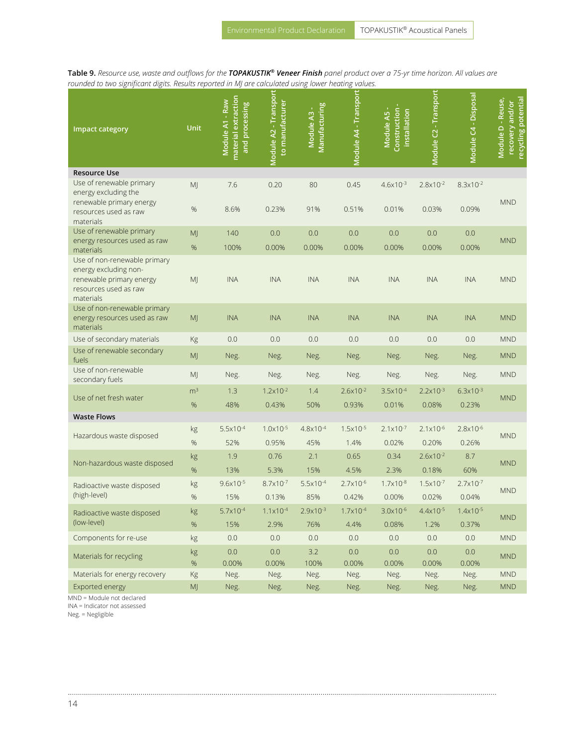**Table 9.** *Resource use, waste and outflows for the **TOPAKUSTIK® Veneer Finish** panel product over a 75-yr time horizon. All values are rounded to two significant digits. Results reported in MJ are calculated using lower heating values.*

| Impact category | Unit | Module A1 - Raw material extraction and processing | Module A2 - Transport to manufacturer | Module A3 - Manufacturing | Module A4 - Transport | Module A5 - Construction - installation | Module C2 - Transport | Module C4 - Disposal | Module D - Reuse, recovery and/or recycling potential |
|---|---|---|---|---|---|---|---|---|---|
| **Resource Use** | | | | | | | | | |
| Use of renewable primary energy excluding the renewable primary energy resources used as raw materials | MJ | 7.6 | 0.20 | 80 | 0.45 | $4.6x10^{-3}$ | $2.8x10^{-2}$ | $8.3x10^{-2}$ | MND |
| | % | 8.6% | 0.23% | 91% | 0.51% | 0.01% | 0.03% | 0.09% | |
| Use of renewable primary energy resources used as raw materials | MJ | 140 | 0.0 | 0.0 | 0.0 | 0.0 | 0.0 | 0.0 | MND |
| | % | 100% | 0.00% | 0.00% | 0.00% | 0.00% | 0.00% | 0.00% | |
| Use of non-renewable primary energy excluding non-renewable primary energy resources used as raw materials | MJ | INA | INA | INA | INA | INA | INA | INA | MND |
| Use of non-renewable primary energy resources used as raw materials | MJ | INA | INA | INA | INA | INA | INA | INA | MND |
| Use of secondary materials | Kg | 0.0 | 0.0 | 0.0 | 0.0 | 0.0 | 0.0 | 0.0 | MND |
| Use of renewable secondary fuels | MJ | Neg. | Neg. | Neg. | Neg. | Neg. | Neg. | Neg. | MND |
| Use of non-renewable secondary fuels | MJ | Neg. | Neg. | Neg. | Neg. | Neg. | Neg. | Neg. | MND |
| Use of net fresh water | m³ | 1.3 | $1.2x10^{-2}$ | 1.4 | $2.6x10^{-2}$ | $3.5x10^{-4}$ | $2.2x10^{-3}$ | $6.3x10^{-3}$ | MND |
| | % | 48% | 0.43% | 50% | 0.93% | 0.01% | 0.08% | 0.23% | |
| **Waste Flows** | | | | | | | | | |
| Hazardous waste disposed | kg | $5.5x10^{-4}$ | $1.0x10^{-5}$ | $4.8x10^{-4}$ | $1.5x10^{-5}$ | $2.1x10^{-7}$ | $2.1x10^{-6}$ | $2.8x10^{-6}$ | MND |
| | % | 52% | 0.95% | 45% | 1.4% | 0.02% | 0.20% | 0.26% | |
| Non-hazardous waste disposed | kg | 1.9 | 0.76 | 2.1 | 0.65 | 0.34 | $2.6x10^{-2}$ | 8.7 | MND |
| | % | 13% | 5.3% | 15% | 4.5% | 2.3% | 0.18% | 60% | |
| Radioactive waste disposed (high-level) | kg | $9.6x10^{-5}$ | $8.7x10^{-7}$ | $5.5x10^{-4}$ | $2.7x10^{-6}$ | $1.7x10^{-8}$ | $1.5x10^{-7}$ | $2.7x10^{-7}$ | MND |
| | % | 15% | 0.13% | 85% | 0.42% | 0.00% | 0.02% | 0.04% | |
| Radioactive waste disposed (low-level) | kg | $5.7x10^{-4}$ | $1.1x10^{-4}$ | $2.9x10^{-3}$ | $1.7x10^{-4}$ | $3.0x10^{-6}$ | $4.4x10^{-5}$ | $1.4x10^{-5}$ | MND |
| | % | 15% | 2.9% | 76% | 4.4% | 0.08% | 1.2% | 0.37% | |
| Components for re-use | kg | 0.0 | 0.0 | 0.0 | 0.0 | 0.0 | 0.0 | 0.0 | MND |
| Materials for recycling | kg | 0.0 | 0.0 | 3.2 | 0.0 | 0.0 | 0.0 | 0.0 | MND |
| | % | 0.00% | 0.00% | 100% | 0.00% | 0.00% | 0.00% | 0.00% | |
| Materials for energy recovery | Kg | Neg. | Neg. | Neg. | Neg. | Neg. | Neg. | Neg. | MND |
| Exported energy | MJ | Neg. | Neg. | Neg. | Neg. | Neg. | Neg. | Neg. | MND |

MND = Module not declared
INA = Indicator not assessed
Neg. = Negligible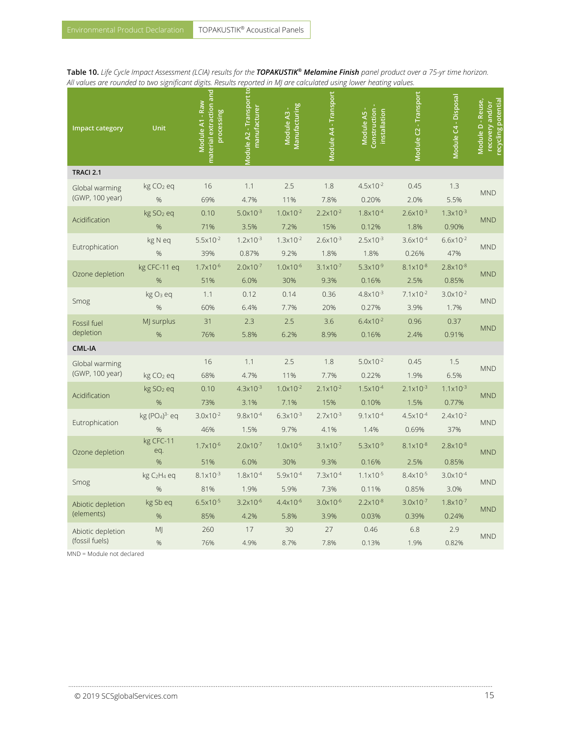**Table 10.** *Life Cycle Impact Assessment (LCIA) results for the* ***TOPAKUSTIK® Melamine Finish*** *panel product over a 75-yr time horizon. All values are rounded to two significant digits. Results reported in MJ are calculated using lower heating values.*

| Impact category | Unit | Module A1 - Raw material extraction and processing | Module A2 - Transport to manufacturer | Module A3 - Manufacturing | Module A4 - Transport | Module A5 - Construction - installation | Module C2 - Transport | Module C4 - Disposal | Module D - Reuse, recovery and/or recycling potential |
|---|---|---|---|---|---|---|---|---|---|
| **TRACI 2.1** | | | | | | | | | |
| Global warming (GWP, 100 year) | kg $CO_2$ eq | 16 | 1.1 | 2.5 | 1.8 | $4.5\times10^{-2}$ | 0.45 | 1.3 | MND |
| | % | 69% | 4.7% | 11% | 7.8% | 0.20% | 2.0% | 5.5% | |
| Acidification | kg $SO_2$ eq | 0.10 | $5.0\times10^{-3}$ | $1.0\times10^{-2}$ | $2.2\times10^{-2}$ | $1.8\times10^{-4}$ | $2.6\times10^{-3}$ | $1.3\times10^{-3}$ | MND |
| | % | 71% | 3.5% | 7.2% | 15% | 0.12% | 1.8% | 0.90% | |
| Eutrophication | kg N eq | $5.5\times10^{-2}$ | $1.2\times10^{-3}$ | $1.3\times10^{-2}$ | $2.6\times10^{-3}$ | $2.5\times10^{-3}$ | $3.6\times10^{-4}$ | $6.6\times10^{-2}$ | MND |
| | % | 39% | 0.87% | 9.2% | 1.8% | 1.8% | 0.26% | 47% | |
| Ozone depletion | kg CFC-11 eq | $1.7\times10^{-6}$ | $2.0\times10^{-7}$ | $1.0\times10^{-6}$ | $3.1\times10^{-7}$ | $5.3\times10^{-9}$ | $8.1\times10^{-8}$ | $2.8\times10^{-8}$ | MND |
| | % | 51% | 6.0% | 30% | 9.3% | 0.16% | 2.5% | 0.85% | |
| Smog | kg $O_3$ eq | 1.1 | 0.12 | 0.14 | 0.36 | $4.8\times10^{-3}$ | $7.1\times10^{-2}$ | $3.0\times10^{-2}$ | MND |
| | % | 60% | 6.4% | 7.7% | 20% | 0.27% | 3.9% | 1.7% | |
| Fossil fuel depletion | MJ surplus | 31 | 2.3 | 2.5 | 3.6 | $6.4\times10^{-2}$ | 0.96 | 0.37 | MND |
| | % | 76% | 5.8% | 6.2% | 8.9% | 0.16% | 2.4% | 0.91% | |
| **CML-IA** | | | | | | | | | |
| Global warming (GWP, 100 year) | kg $CO_2$ eq | 16 | 1.1 | 2.5 | 1.8 | $5.0\times10^{-2}$ | 0.45 | 1.5 | MND |
| | % | 68% | 4.7% | 11% | 7.7% | 0.22% | 1.9% | 6.5% | |
| Acidification | kg $SO_2$ eq | 0.10 | $4.3\times10^{-3}$ | $1.0\times10^{-2}$ | $2.1\times10^{-2}$ | $1.5\times10^{-4}$ | $2.1\times10^{-3}$ | $1.1\times10^{-3}$ | MND |
| | % | 73% | 3.1% | 7.1% | 15% | 0.10% | 1.5% | 0.77% | |
| Eutrophication | kg $(PO_4)^{3-}$ eq | $3.0\times10^{-2}$ | $9.8\times10^{-4}$ | $6.3\times10^{-3}$ | $2.7\times10^{-3}$ | $9.1\times10^{-4}$ | $4.5\times10^{-4}$ | $2.4\times10^{-2}$ | MND |
| | % | 46% | 1.5% | 9.7% | 4.1% | 1.4% | 0.69% | 37% | |
| Ozone depletion | kg CFC-11 eq. | $1.7\times10^{-6}$ | $2.0\times10^{-7}$ | $1.0\times10^{-6}$ | $3.1\times10^{-7}$ | $5.3\times10^{-9}$ | $8.1\times10^{-8}$ | $2.8\times10^{-8}$ | MND |
| | % | 51% | 6.0% | 30% | 9.3% | 0.16% | 2.5% | 0.85% | |
| Smog | kg $C_2H_4$ eq | $8.1\times10^{-3}$ | $1.8\times10^{-4}$ | $5.9\times10^{-4}$ | $7.3\times10^{-4}$ | $1.1\times10^{-5}$ | $8.4\times10^{-5}$ | $3.0\times10^{-4}$ | MND |
| | % | 81% | 1.9% | 5.9% | 7.3% | 0.11% | 0.85% | 3.0% | |
| Abiotic depletion (elements) | kg Sb eq | $6.5\times10^{-5}$ | $3.2\times10^{-6}$ | $4.4\times10^{-6}$ | $3.0\times10^{-6}$ | $2.2\times10^{-8}$ | $3.0\times10^{-7}$ | $1.8\times10^{-7}$ | MND |
| | % | 85% | 4.2% | 5.8% | 3.9% | 0.03% | 0.39% | 0.24% | |
| Abiotic depletion (fossil fuels) | MJ | 260 | 17 | 30 | 27 | 0.46 | 6.8 | 2.9 | MND |
| | % | 76% | 4.9% | 8.7% | 7.8% | 0.13% | 1.9% | 0.82% | |

MND = Module not declared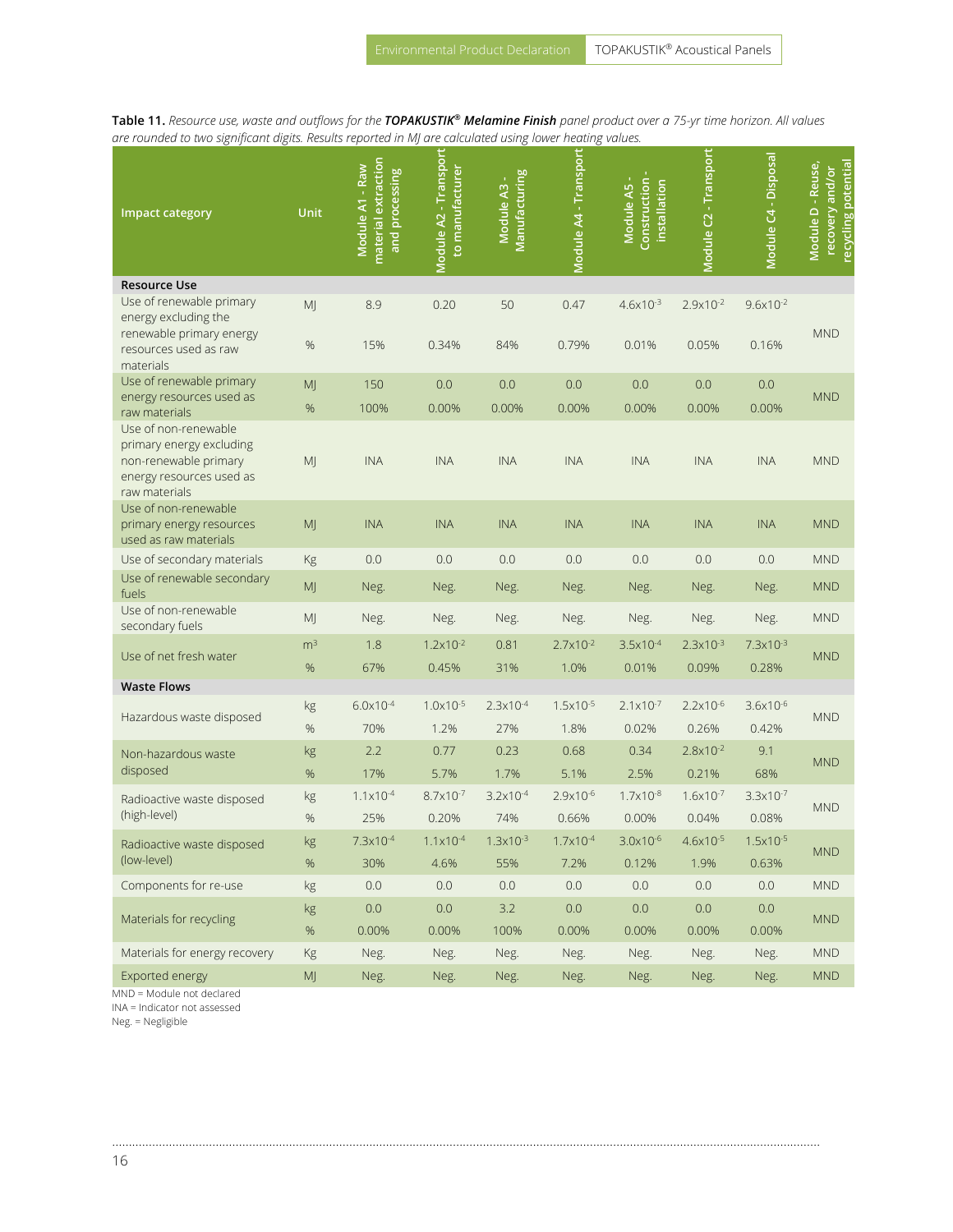**Table 11.** *Resource use, waste and outflows for the* ***TOPAKUSTIK® Melamine Finish*** *panel product over a 75-yr time horizon. All values are rounded to two significant digits. Results reported in MJ are calculated using lower heating values.*

| Impact category | Unit | Module A1 - Raw material extraction and processing | Module A2 - Transport to manufacturer | Module A3 - Manufacturing | Module A4 - Transport | Module A5 - Construction - installation | Module C2 - Transport | Module C4 - Disposal | Module D - Reuse, recovery and/or recycling potential |
|---|---|---|---|---|---|---|---|---|---|
| **Resource Use** | | | | | | | | | |
| Use of renewable primary energy excluding the renewable primary energy resources used as raw materials | MJ | 8.9 | 0.20 | 50 | 0.47 | $4.6x10^{-3}$ | $2.9x10^{-2}$ | $9.6x10^{-2}$ | MND |
| | % | 15% | 0.34% | 84% | 0.79% | 0.01% | 0.05% | 0.16% | |
| Use of renewable primary energy resources used as raw materials | MJ | 150 | 0.0 | 0.0 | 0.0 | 0.0 | 0.0 | 0.0 | MND |
| | % | 100% | 0.00% | 0.00% | 0.00% | 0.00% | 0.00% | 0.00% | |
| Use of non-renewable primary energy excluding non-renewable primary energy resources used as raw materials | MJ | INA | INA | INA | INA | INA | INA | INA | MND |
| Use of non-renewable primary energy resources used as raw materials | MJ | INA | INA | INA | INA | INA | INA | INA | MND |
| Use of secondary materials | Kg | 0.0 | 0.0 | 0.0 | 0.0 | 0.0 | 0.0 | 0.0 | MND |
| Use of renewable secondary fuels | MJ | Neg. | Neg. | Neg. | Neg. | Neg. | Neg. | Neg. | MND |
| Use of non-renewable secondary fuels | MJ | Neg. | Neg. | Neg. | Neg. | Neg. | Neg. | Neg. | MND |
| Use of net fresh water | $m^3$ | 1.8 | $1.2x10^{-2}$ | 0.81 | $2.7x10^{-2}$ | $3.5x10^{-4}$ | $2.3x10^{-3}$ | $7.3x10^{-3}$ | MND |
| | % | 67% | 0.45% | 31% | 1.0% | 0.01% | 0.09% | 0.28% | |
| **Waste Flows** | | | | | | | | | |
| Hazardous waste disposed | kg | $6.0x10^{-4}$ | $1.0x10^{-5}$ | $2.3x10^{-4}$ | $1.5x10^{-5}$ | $2.1x10^{-7}$ | $2.2x10^{-6}$ | $3.6x10^{-6}$ | MND |
| | % | 70% | 1.2% | 27% | 1.8% | 0.02% | 0.26% | 0.42% | |
| Non-hazardous waste disposed | kg | 2.2 | 0.77 | 0.23 | 0.68 | 0.34 | $2.8x10^{-2}$ | 9.1 | MND |
| | % | 17% | 5.7% | 1.7% | 5.1% | 2.5% | 0.21% | 68% | |
| Radioactive waste disposed (high-level) | kg | $1.1x10^{-4}$ | $8.7x10^{-7}$ | $3.2x10^{-4}$ | $2.9x10^{-6}$ | $1.7x10^{-8}$ | $1.6x10^{-7}$ | $3.3x10^{-7}$ | MND |
| | % | 25% | 0.20% | 74% | 0.66% | 0.00% | 0.04% | 0.08% | |
| Radioactive waste disposed (low-level) | kg | $7.3x10^{-4}$ | $1.1x10^{-4}$ | $1.3x10^{-3}$ | $1.7x10^{-4}$ | $3.0x10^{-6}$ | $4.6x10^{-5}$ | $1.5x10^{-5}$ | MND |
| | % | 30% | 4.6% | 55% | 7.2% | 0.12% | 1.9% | 0.63% | |
| Components for re-use | kg | 0.0 | 0.0 | 0.0 | 0.0 | 0.0 | 0.0 | 0.0 | MND |
| Materials for recycling | kg | 0.0 | 0.0 | 3.2 | 0.0 | 0.0 | 0.0 | 0.0 | MND |
| | % | 0.00% | 0.00% | 100% | 0.00% | 0.00% | 0.00% | 0.00% | |
| Materials for energy recovery | Kg | Neg. | Neg. | Neg. | Neg. | Neg. | Neg. | Neg. | MND |
| Exported energy | MJ | Neg. | Neg. | Neg. | Neg. | Neg. | Neg. | Neg. | MND |

MND = Module not declared
INA = Indicator not assessed
Neg. = Negligible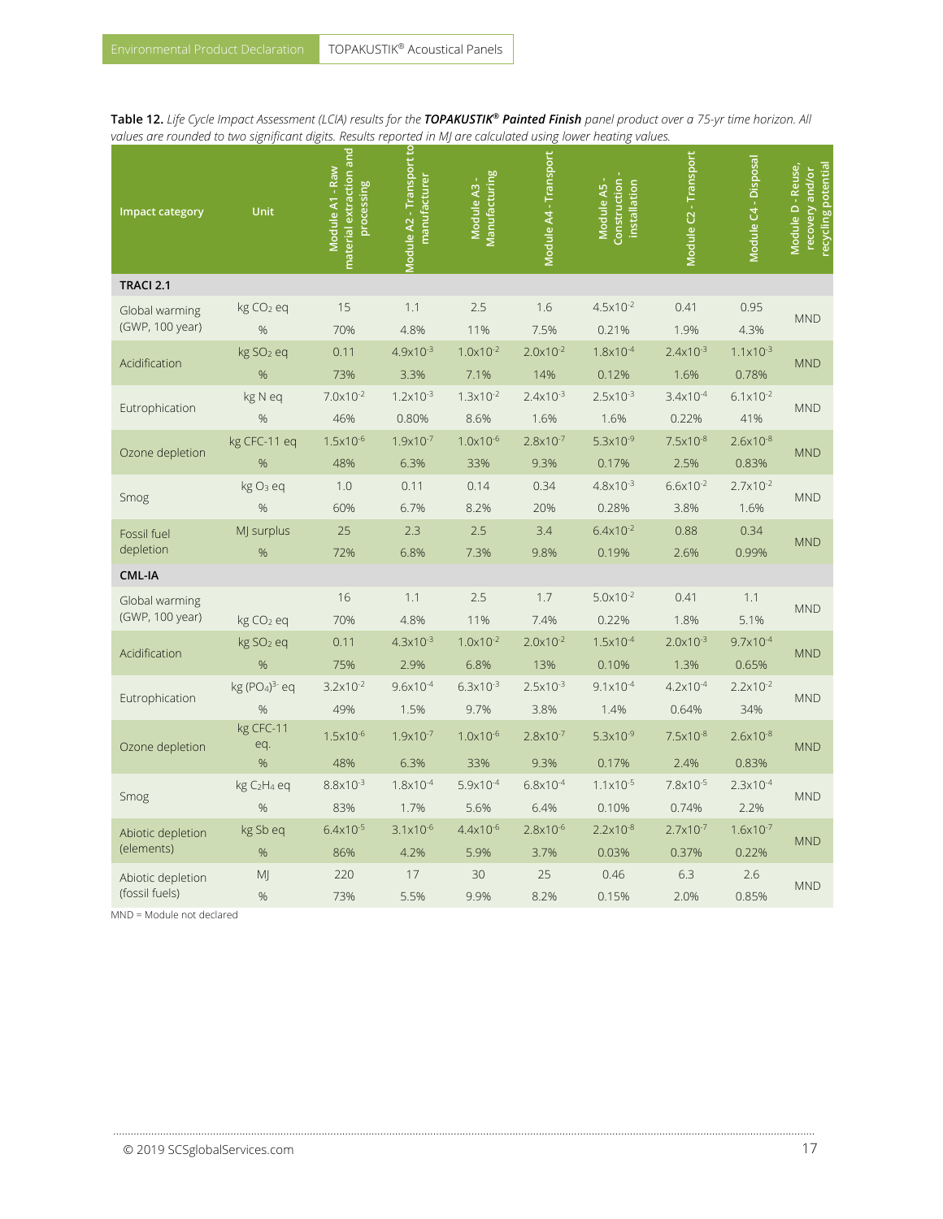**Table 12.** *Life Cycle Impact Assessment (LCIA) results for the* ***TOPAKUSTIK® Painted Finish*** *panel product over a 75-yr time horizon. All values are rounded to two significant digits. Results reported in MJ are calculated using lower heating values.*

| Impact category | Unit | Module A1 - Raw material extraction and processing | Module A2 - Transport to manufacturer | Module A3 - Manufacturing | Module A4 - Transport | Module A5 - Construction - installation | Module C2 - Transport | Module C4 - Disposal | Module D - Reuse, recovery and/or recycling potential |
|---|---|---|---|---|---|---|---|---|---|
| **TRACI 2.1** | | | | | | | | | |
| Global warming (GWP, 100 year) | kg $CO_2$ eq | 15 | 1.1 | 2.5 | 1.6 | $4.5 \times 10^{-2}$ | 0.41 | 0.95 | MND |
| | % | 70% | 4.8% | 11% | 7.5% | 0.21% | 1.9% | 4.3% | |
| Acidification | kg $SO_2$ eq | 0.11 | $4.9 \times 10^{-3}$ | $1.0 \times 10^{-2}$ | $2.0 \times 10^{-2}$ | $1.8 \times 10^{-4}$ | $2.4 \times 10^{-3}$ | $1.1 \times 10^{-3}$ | MND |
| | % | 73% | 3.3% | 7.1% | 14% | 0.12% | 1.6% | 0.78% | |
| Eutrophication | kg N eq | $7.0 \times 10^{-2}$ | $1.2 \times 10^{-3}$ | $1.3 \times 10^{-2}$ | $2.4 \times 10^{-3}$ | $2.5 \times 10^{-3}$ | $3.4 \times 10^{-4}$ | $6.1 \times 10^{-2}$ | MND |
| | % | 46% | 0.80% | 8.6% | 1.6% | 1.6% | 0.22% | 41% | |
| Ozone depletion | kg CFC-11 eq | $1.5 \times 10^{-6}$ | $1.9 \times 10^{-7}$ | $1.0 \times 10^{-6}$ | $2.8 \times 10^{-7}$ | $5.3 \times 10^{-9}$ | $7.5 \times 10^{-8}$ | $2.6 \times 10^{-8}$ | MND |
| | % | 48% | 6.3% | 33% | 9.3% | 0.17% | 2.5% | 0.83% | |
| Smog | kg $O_3$ eq | 1.0 | 0.11 | 0.14 | 0.34 | $4.8 \times 10^{-3}$ | $6.6 \times 10^{-2}$ | $2.7 \times 10^{-2}$ | MND |
| | % | 60% | 6.7% | 8.2% | 20% | 0.28% | 3.8% | 1.6% | |
| Fossil fuel depletion | MJ surplus | 25 | 2.3 | 2.5 | 3.4 | $6.4 \times 10^{-2}$ | 0.88 | 0.34 | MND |
| | % | 72% | 6.8% | 7.3% | 9.8% | 0.19% | 2.6% | 0.99% | |
| **CML-IA** | | | | | | | | | |
| Global warming (GWP, 100 year) | kg $CO_2$ eq | 16 | 1.1 | 2.5 | 1.7 | $5.0 \times 10^{-2}$ | 0.41 | 1.1 | MND |
| | % | 70% | 4.8% | 11% | 7.4% | 0.22% | 1.8% | 5.1% | |
| Acidification | kg $SO_2$ eq | 0.11 | $4.3 \times 10^{-3}$ | $1.0 \times 10^{-2}$ | $2.0 \times 10^{-2}$ | $1.5 \times 10^{-4}$ | $2.0 \times 10^{-3}$ | $9.7 \times 10^{-4}$ | MND |
| | % | 75% | 2.9% | 6.8% | 13% | 0.10% | 1.3% | 0.65% | |
| Eutrophication | kg $(PO_4)^{3-}$ eq | $3.2 \times 10^{-2}$ | $9.6 \times 10^{-4}$ | $6.3 \times 10^{-3}$ | $2.5 \times 10^{-3}$ | $9.1 \times 10^{-4}$ | $4.2 \times 10^{-4}$ | $2.2 \times 10^{-2}$ | MND |
| | % | 49% | 1.5% | 9.7% | 3.8% | 1.4% | 0.64% | 34% | |
| Ozone depletion | kg CFC-11 eq. | $1.5 \times 10^{-6}$ | $1.9 \times 10^{-7}$ | $1.0 \times 10^{-6}$ | $2.8 \times 10^{-7}$ | $5.3 \times 10^{-9}$ | $7.5 \times 10^{-8}$ | $2.6 \times 10^{-8}$ | MND |
| | % | 48% | 6.3% | 33% | 9.3% | 0.17% | 2.4% | 0.83% | |
| Smog | kg $C_2H_4$ eq | $8.8 \times 10^{-3}$ | $1.8 \times 10^{-4}$ | $5.9 \times 10^{-4}$ | $6.8 \times 10^{-4}$ | $1.1 \times 10^{-5}$ | $7.8 \times 10^{-5}$ | $2.3 \times 10^{-4}$ | MND |
| | % | 83% | 1.7% | 5.6% | 6.4% | 0.10% | 0.74% | 2.2% | |
| Abiotic depletion (elements) | kg Sb eq | $6.4 \times 10^{-5}$ | $3.1 \times 10^{-6}$ | $4.4 \times 10^{-6}$ | $2.8 \times 10^{-6}$ | $2.2 \times 10^{-8}$ | $2.7 \times 10^{-7}$ | $1.6 \times 10^{-7}$ | MND |
| | % | 86% | 4.2% | 5.9% | 3.7% | 0.03% | 0.37% | 0.22% | |
| Abiotic depletion (fossil fuels) | MJ | 220 | 17 | 30 | 25 | 0.46 | 6.3 | 2.6 | MND |
| | % | 73% | 5.5% | 9.9% | 8.2% | 0.15% | 2.0% | 0.85% | |

MND = Module not declared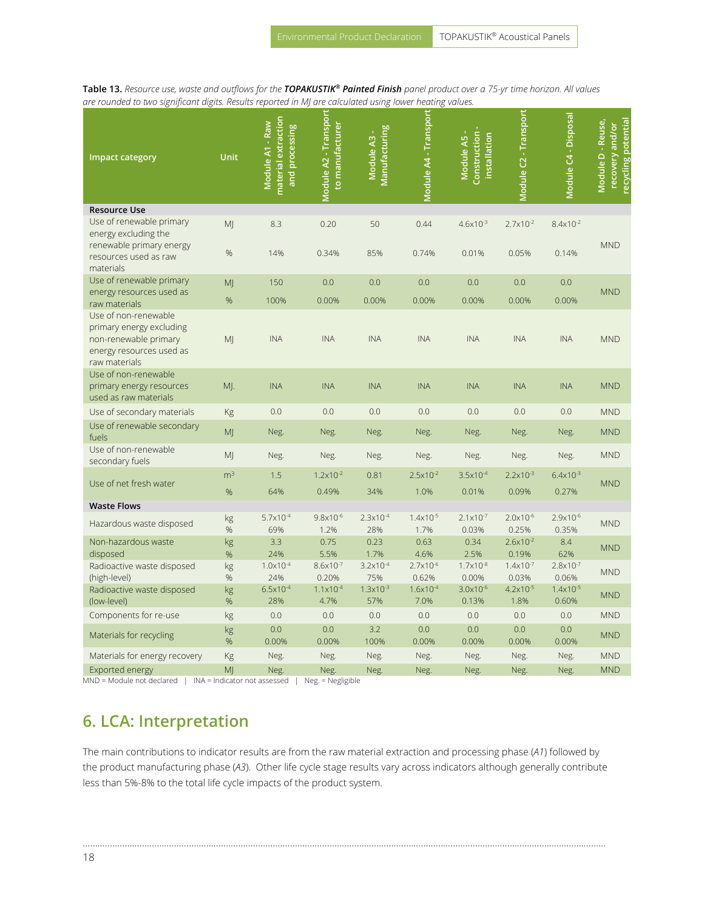**Table 13.** *Resource use, waste and outflows for the **TOPAKUSTIK® Painted Finish** panel product over a 75-yr time horizon. All values are rounded to two significant digits. Results reported in MJ are calculated using lower heating values.*

| Impact category | Unit | Module A1 - Raw material extraction and processing | Module A2 - Transport to manufacturer | Module A3 - Manufacturing | Module A4 - Transport | Module A5 - Construction - installation | Module C2 - Transport | Module C4 - Disposal | Module D - Reuse, recovery and/or recycling potential |
|---|---|---|---|---|---|---|---|---|---|
| **Resource Use** | | | | | | | | | |
| Use of renewable primary energy excluding the renewable primary energy resources used as raw materials | MJ | 8.3 | 0.20 | 50 | 0.44 | $4.6 \times 10^{-3}$ | $2.7 \times 10^{-2}$ | $8.4 \times 10^{-2}$ | MND |
| | % | 14% | 0.34% | 85% | 0.74% | 0.01% | 0.05% | 0.14% | |
| Use of renewable primary energy resources used as raw materials | MJ | 150 | 0.0 | 0.0 | 0.0 | 0.0 | 0.0 | 0.0 | MND |
| | % | 100% | 0.00% | 0.00% | 0.00% | 0.00% | 0.00% | 0.00% | |
| Use of non-renewable primary energy excluding non-renewable primary energy resources used as raw materials | MJ | INA | INA | INA | INA | INA | INA | INA | MND |
| Use of non-renewable primary energy resources used as raw materials | MJ. | INA | INA | INA | INA | INA | INA | INA | MND |
| Use of secondary materials | Kg | 0.0 | 0.0 | 0.0 | 0.0 | 0.0 | 0.0 | 0.0 | MND |
| Use of renewable secondary fuels | MJ | Neg. | Neg. | Neg. | Neg. | Neg. | Neg. | Neg. | MND |
| Use of non-renewable secondary fuels | MJ | Neg. | Neg. | Neg. | Neg. | Neg. | Neg. | Neg. | MND |
| Use of net fresh water | $m^3$ | 1.5 | $1.2 \times 10^{-2}$ | 0.81 | $2.5 \times 10^{-2}$ | $3.5 \times 10^{-4}$ | $2.2 \times 10^{-3}$ | $6.4 \times 10^{-3}$ | MND |
| | % | 64% | 0.49% | 34% | 1.0% | 0.01% | 0.09% | 0.27% | |
| **Waste Flows** | | | | | | | | | |
| Hazardous waste disposed | kg | $5.7 \times 10^{-4}$ | $9.8 \times 10^{-6}$ | $2.3 \times 10^{-4}$ | $1.4 \times 10^{-5}$ | $2.1 \times 10^{-7}$ | $2.0 \times 10^{-6}$ | $2.9 \times 10^{-6}$ | MND |
| | % | 69% | 1.2% | 28% | 1.7% | 0.03% | 0.25% | 0.35% | |
| Non-hazardous waste disposed | kg | 3.3 | 0.75 | 0.23 | 0.63 | 0.34 | $2.6 \times 10^{-2}$ | 8.4 | MND |
| | % | 24% | 5.5% | 1.7% | 4.6% | 2.5% | 0.19% | 62% | |
| Radioactive waste disposed (high-level) | kg | $1.0 \times 10^{-4}$ | $8.6 \times 10^{-7}$ | $3.2 \times 10^{-4}$ | $2.7 \times 10^{-6}$ | $1.7 \times 10^{-8}$ | $1.4 \times 10^{-7}$ | $2.8 \times 10^{-7}$ | MND |
| | % | 24% | 0.20% | 75% | 0.62% | 0.00% | 0.03% | 0.06% | |
| Radioactive waste disposed (low-level) | kg | $6.5 \times 10^{-4}$ | $1.1 \times 10^{-4}$ | $1.3 \times 10^{-3}$ | $1.6 \times 10^{-4}$ | $3.0 \times 10^{-6}$ | $4.2 \times 10^{-5}$ | $1.4 \times 10^{-5}$ | MND |
| | % | 28% | 4.7% | 57% | 7.0% | 0.13% | 1.8% | 0.60% | |
| Components for re-use | kg | 0.0 | 0.0 | 0.0 | 0.0 | 0.0 | 0.0 | 0.0 | MND |
| Materials for recycling | kg | 0.0 | 0.0 | 3.2 | 0.0 | 0.0 | 0.0 | 0.0 | MND |
| | % | 0.00% | 0.00% | 100% | 0.00% | 0.00% | 0.00% | 0.00% | |
| Materials for energy recovery | Kg | Neg. | Neg. | Neg. | Neg. | Neg. | Neg. | Neg. | MND |
| Exported energy | MJ | Neg. | Neg. | Neg. | Neg. | Neg. | Neg. | Neg. | MND |

MND = Module not declared | INA = Indicator not assessed | Neg. = Negligible

## 6. LCA: Interpretation

The main contributions to indicator results are from the raw material extraction and processing phase (*A1*) followed by the product manufacturing phase (*A3*). Other life cycle stage results vary across indicators although generally contribute less than 5%-8% to the total life cycle impacts of the product system.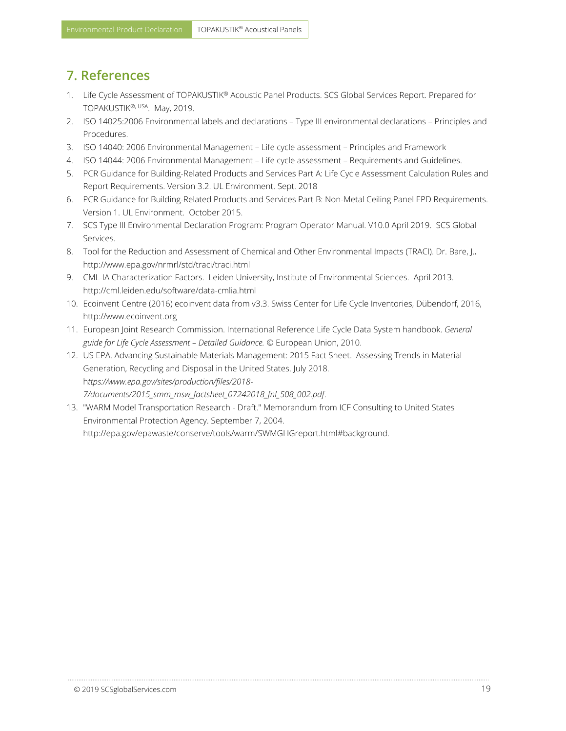## 7. References

1. Life Cycle Assessment of TOPAKUSTIK® Acoustic Panel Products. SCS Global Services Report. Prepared for TOPAKUSTIK®, USA. May, 2019.
2. ISO 14025:2006 Environmental labels and declarations – Type III environmental declarations – Principles and Procedures.
3. ISO 14040: 2006 Environmental Management – Life cycle assessment – Principles and Framework
4. ISO 14044: 2006 Environmental Management – Life cycle assessment – Requirements and Guidelines.
5. PCR Guidance for Building-Related Products and Services Part A: Life Cycle Assessment Calculation Rules and Report Requirements. Version 3.2. UL Environment. Sept. 2018
6. PCR Guidance for Building-Related Products and Services Part B: Non-Metal Ceiling Panel EPD Requirements. Version 1. UL Environment. October 2015.
7. SCS Type III Environmental Declaration Program: Program Operator Manual. V10.0 April 2019. SCS Global Services.
8. Tool for the Reduction and Assessment of Chemical and Other Environmental Impacts (TRACI). Dr. Bare, J., http://www.epa.gov/nrmrl/std/traci/traci.html
9. CML-IA Characterization Factors. Leiden University, Institute of Environmental Sciences. April 2013. http://cml.leiden.edu/software/data-cmlia.html
10. Ecoinvent Centre (2016) ecoinvent data from v3.3. Swiss Center for Life Cycle Inventories, Dübendorf, 2016, http://www.ecoinvent.org
11. European Joint Research Commission. International Reference Life Cycle Data System handbook. *General guide for Life Cycle Assessment – Detailed Guidance.* © European Union, 2010.
12. US EPA. Advancing Sustainable Materials Management: 2015 Fact Sheet. Assessing Trends in Material Generation, Recycling and Disposal in the United States. July 2018. h*ttps://www.epa.gov/sites/production/files/2018-7/documents/2015_smm_msw_factsheet_07242018_fnl_508_002.pdf*.
13. "WARM Model Transportation Research - Draft." Memorandum from ICF Consulting to United States Environmental Protection Agency. September 7, 2004. http://epa.gov/epawaste/conserve/tools/warm/SWMGHGreport.html#background.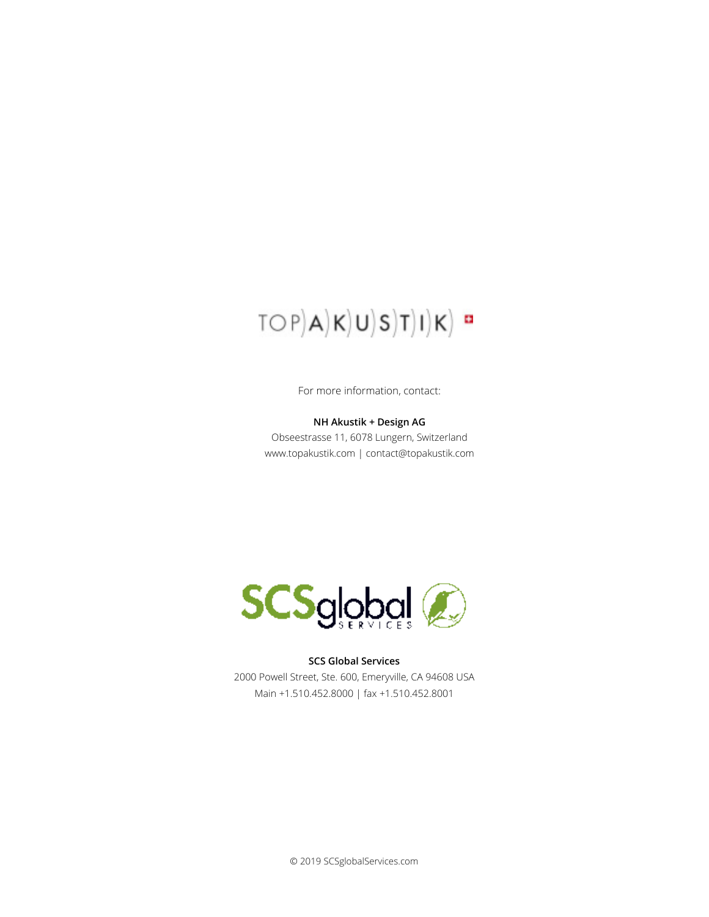TOP)A)K)U)S)T)I)K)

For more information, contact:

**NH Akustik + Design AG**
Obseestrasse 11, 6078 Lungern, Switzerland
www.topakustik.com | contact@topakustik.com

SCSglobal SERVICES

**SCS Global Services**
2000 Powell Street, Ste. 600, Emeryville, CA 94608 USA
Main +1.510.452.8000 | fax +1.510.452.8001

© 2019 SCSglobalServices.com